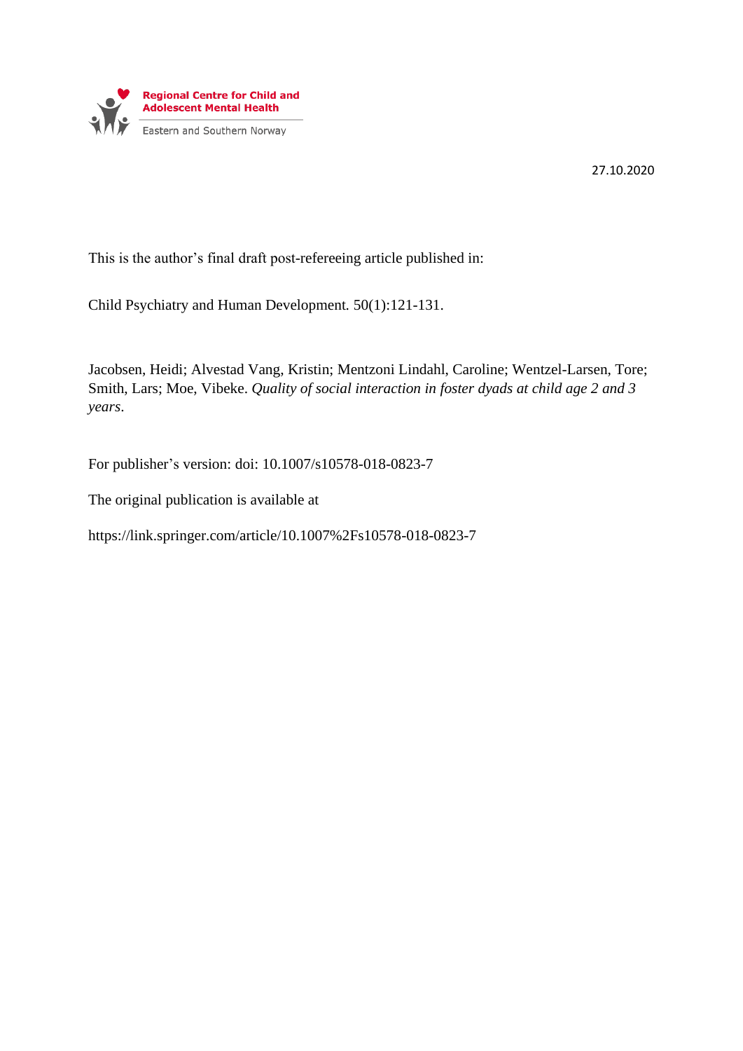Regional Centre for Child and Adolescent Mental Health

Eastern and Southern Norway

27.10.2020

This is the author's final draft post-refereeing article published in:

Child Psychiatry and Human Development. 50(1):121-131.

Jacobsen, Heidi; Alvestad Vang, Kristin; Mentzoni Lindahl, Caroline; Wentzel-Larsen, Tore; Smith, Lars; Moe, Vibeke. *Quality of social interaction in foster dyads at child age 2 and 3 years*.

For publisher's version: doi: 10.1007/s10578-018-0823-7

The original publication is available at

https://link.springer.com/article/10.1007%2Fs10578-018-0823-7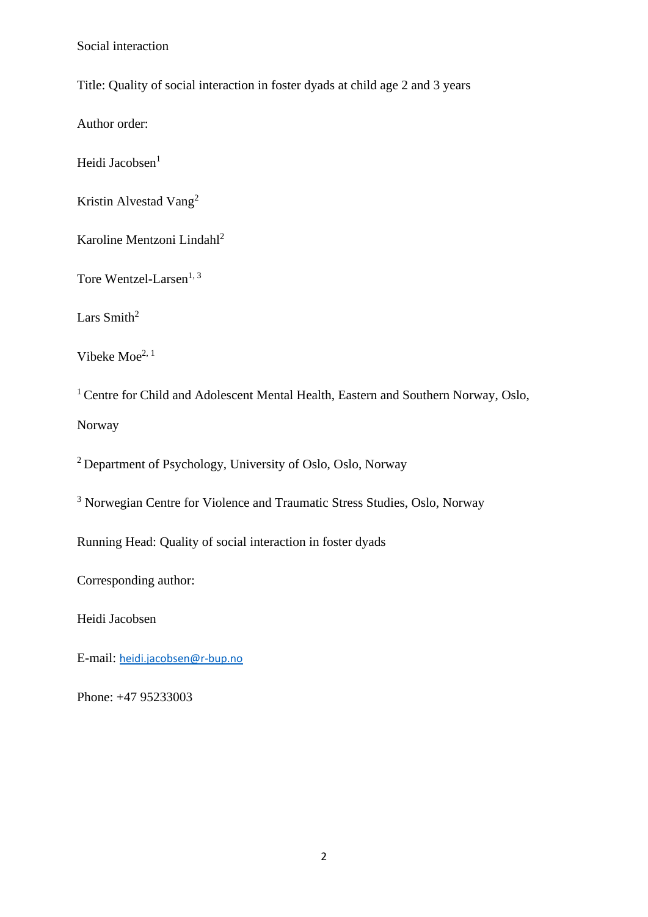Social interaction

Title: Quality of social interaction in foster dyads at child age 2 and 3 years

Author order:

Heidi Jacobsen[1]

Kristin Alvestad Vang[2]

Karoline Mentzoni Lindahl[2]

Tore Wentzel-Larsen[1, 3]

Lars Smith[2]

Vibeke Moe[2, 1]

[1] Centre for Child and Adolescent Mental Health, Eastern and Southern Norway, Oslo, Norway

[2] Department of Psychology, University of Oslo, Oslo, Norway

[3] Norwegian Centre for Violence and Traumatic Stress Studies, Oslo, Norway

Running Head: Quality of social interaction in foster dyads

Corresponding author:

Heidi Jacobsen

E-mail: heidi.jacobsen@r-bup.no

Phone: +47 95233003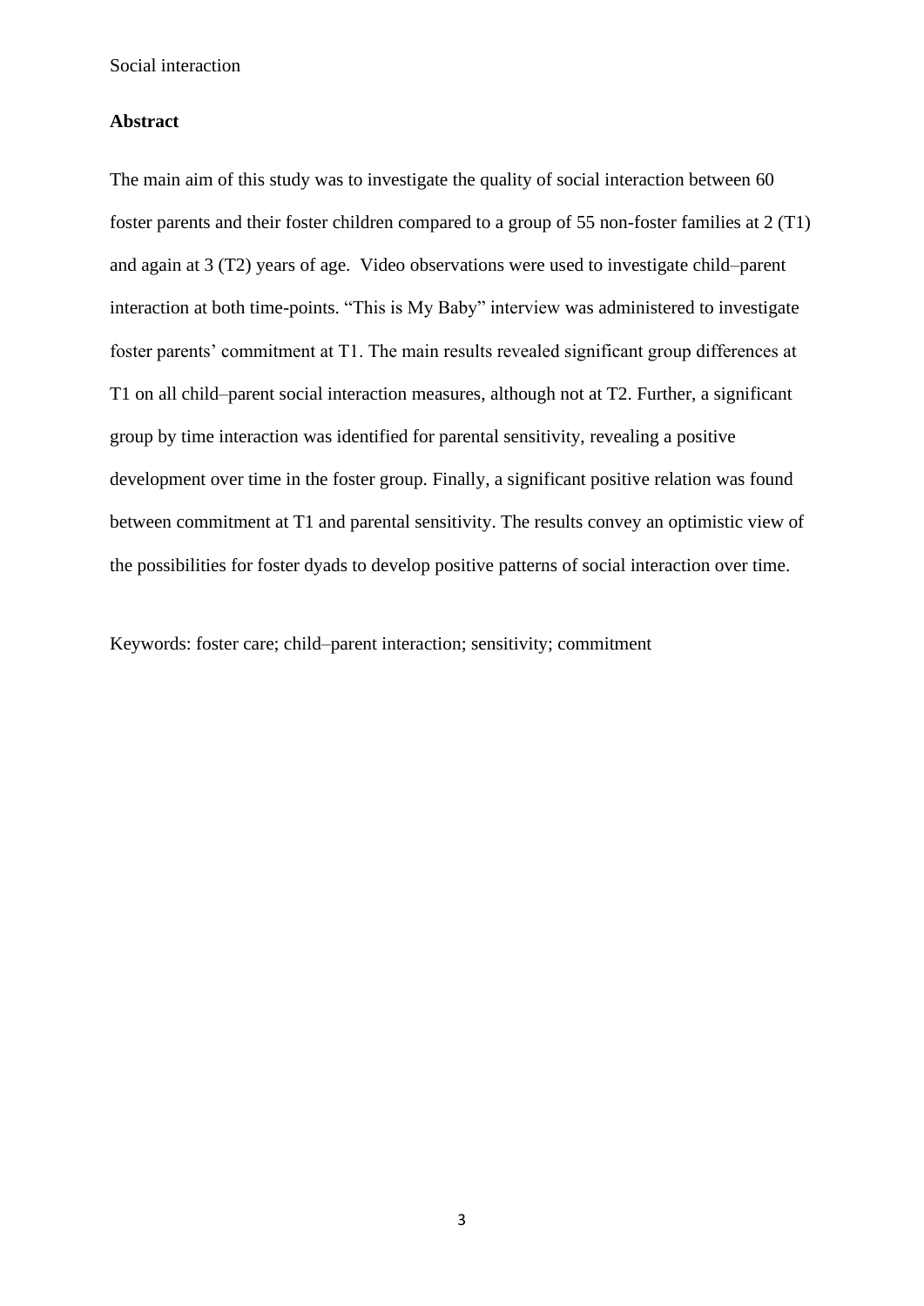## Abstract

The main aim of this study was to investigate the quality of social interaction between 60 foster parents and their foster children compared to a group of 55 non-foster families at 2 (T1) and again at 3 (T2) years of age. Video observations were used to investigate child–parent interaction at both time-points. "This is My Baby" interview was administered to investigate foster parents' commitment at T1. The main results revealed significant group differences at T1 on all child–parent social interaction measures, although not at T2. Further, a significant group by time interaction was identified for parental sensitivity, revealing a positive development over time in the foster group. Finally, a significant positive relation was found between commitment at T1 and parental sensitivity. The results convey an optimistic view of the possibilities for foster dyads to develop positive patterns of social interaction over time.

Keywords: foster care; child–parent interaction; sensitivity; commitment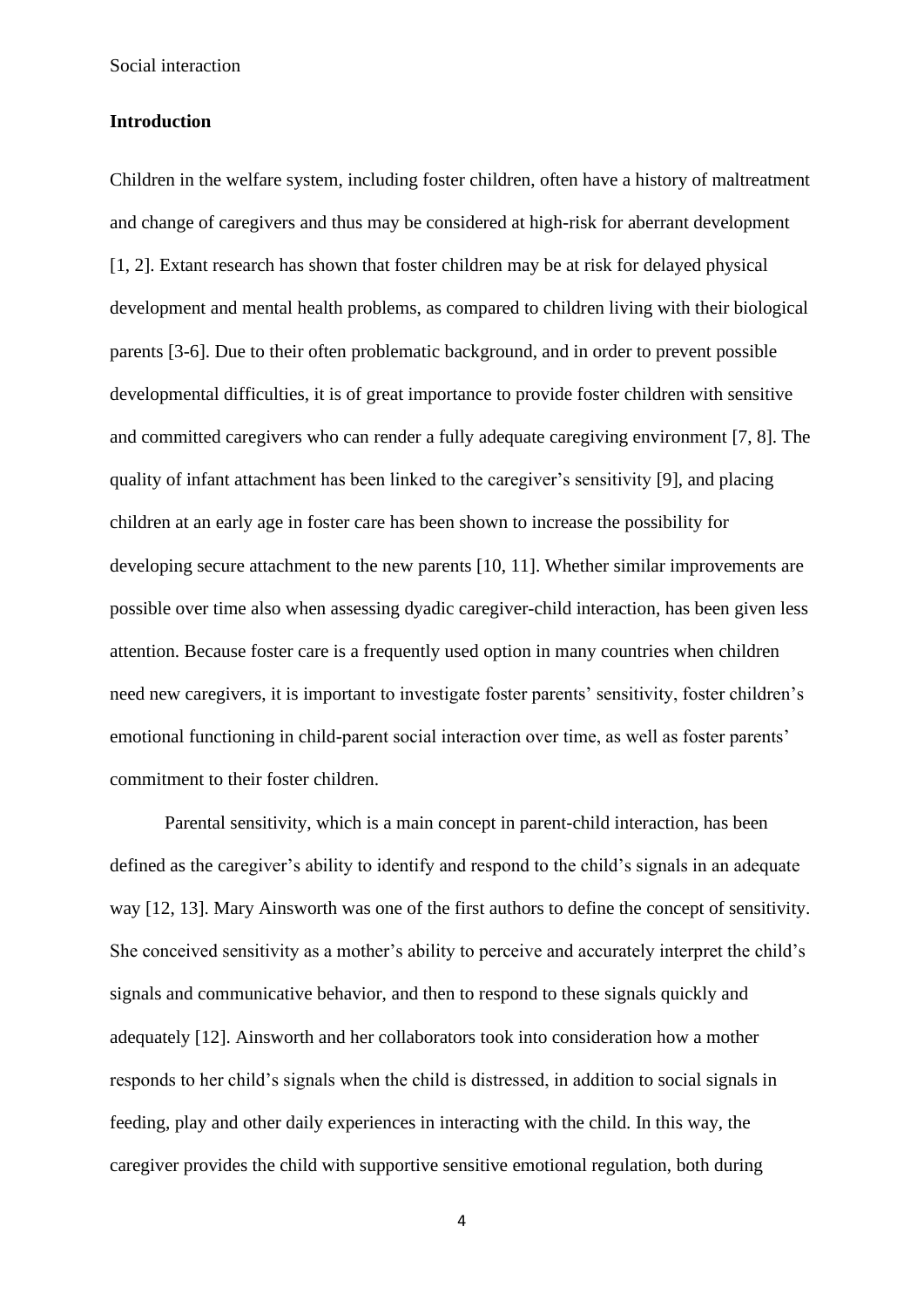## Introduction

Children in the welfare system, including foster children, often have a history of maltreatment and change of caregivers and thus may be considered at high-risk for aberrant development [1, 2]. Extant research has shown that foster children may be at risk for delayed physical development and mental health problems, as compared to children living with their biological parents [3-6]. Due to their often problematic background, and in order to prevent possible developmental difficulties, it is of great importance to provide foster children with sensitive and committed caregivers who can render a fully adequate caregiving environment [7, 8]. The quality of infant attachment has been linked to the caregiver's sensitivity [9], and placing children at an early age in foster care has been shown to increase the possibility for developing secure attachment to the new parents [10, 11]. Whether similar improvements are possible over time also when assessing dyadic caregiver-child interaction, has been given less attention. Because foster care is a frequently used option in many countries when children need new caregivers, it is important to investigate foster parents' sensitivity, foster children's emotional functioning in child-parent social interaction over time, as well as foster parents' commitment to their foster children.

Parental sensitivity, which is a main concept in parent-child interaction, has been defined as the caregiver's ability to identify and respond to the child's signals in an adequate way [12, 13]. Mary Ainsworth was one of the first authors to define the concept of sensitivity. She conceived sensitivity as a mother's ability to perceive and accurately interpret the child's signals and communicative behavior, and then to respond to these signals quickly and adequately [12]. Ainsworth and her collaborators took into consideration how a mother responds to her child's signals when the child is distressed, in addition to social signals in feeding, play and other daily experiences in interacting with the child. In this way, the caregiver provides the child with supportive sensitive emotional regulation, both during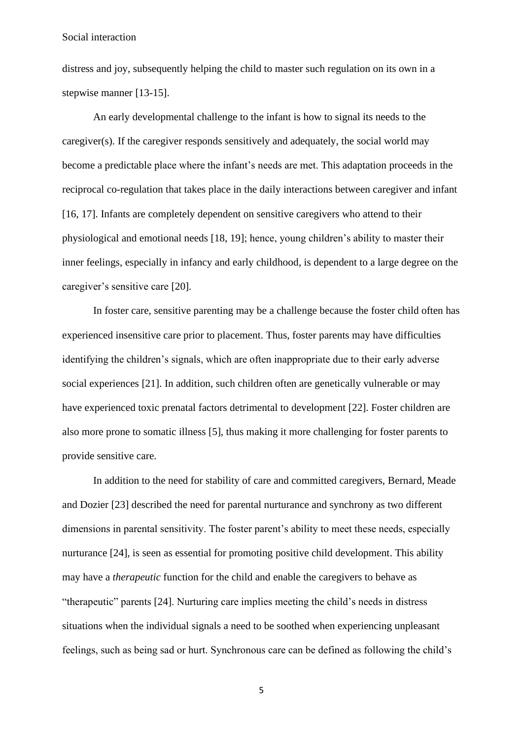distress and joy, subsequently helping the child to master such regulation on its own in a stepwise manner [13-15].

An early developmental challenge to the infant is how to signal its needs to the caregiver(s). If the caregiver responds sensitively and adequately, the social world may become a predictable place where the infant's needs are met. This adaptation proceeds in the reciprocal co-regulation that takes place in the daily interactions between caregiver and infant [16, 17]. Infants are completely dependent on sensitive caregivers who attend to their physiological and emotional needs [18, 19]; hence, young children's ability to master their inner feelings, especially in infancy and early childhood, is dependent to a large degree on the caregiver's sensitive care [20].

In foster care, sensitive parenting may be a challenge because the foster child often has experienced insensitive care prior to placement. Thus, foster parents may have difficulties identifying the children's signals, which are often inappropriate due to their early adverse social experiences [21]. In addition, such children often are genetically vulnerable or may have experienced toxic prenatal factors detrimental to development [22]. Foster children are also more prone to somatic illness [5], thus making it more challenging for foster parents to provide sensitive care.

In addition to the need for stability of care and committed caregivers, Bernard, Meade and Dozier [23] described the need for parental nurturance and synchrony as two different dimensions in parental sensitivity. The foster parent's ability to meet these needs, especially nurturance [24], is seen as essential for promoting positive child development. This ability may have a *therapeutic* function for the child and enable the caregivers to behave as "therapeutic" parents [24]. Nurturing care implies meeting the child's needs in distress situations when the individual signals a need to be soothed when experiencing unpleasant feelings, such as being sad or hurt. Synchronous care can be defined as following the child's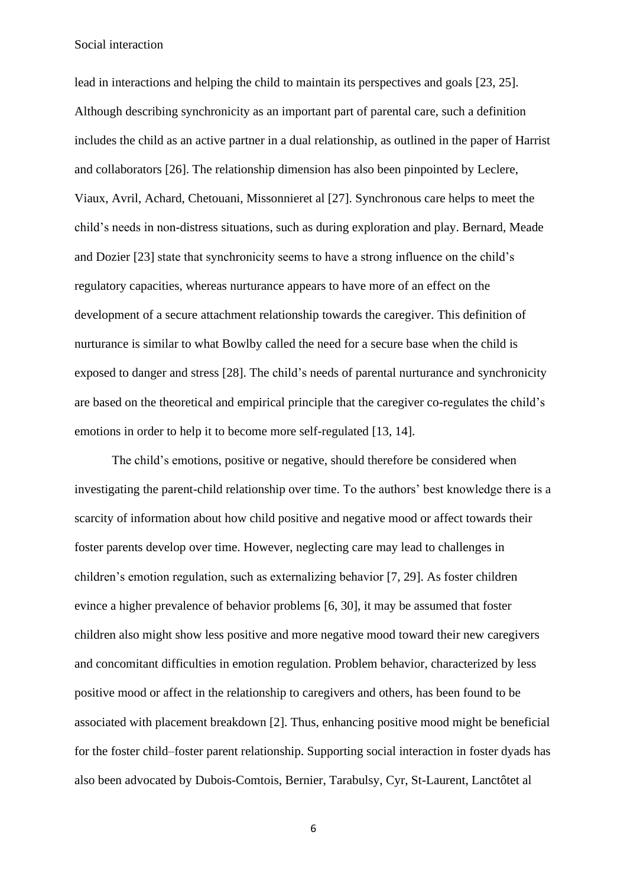lead in interactions and helping the child to maintain its perspectives and goals [23, 25]. Although describing synchronicity as an important part of parental care, such a definition includes the child as an active partner in a dual relationship, as outlined in the paper of Harrist and collaborators [26]. The relationship dimension has also been pinpointed by Leclere, Viaux, Avril, Achard, Chetouani, Missonnieret al [27]. Synchronous care helps to meet the child's needs in non-distress situations, such as during exploration and play. Bernard, Meade and Dozier [23] state that synchronicity seems to have a strong influence on the child's regulatory capacities, whereas nurturance appears to have more of an effect on the development of a secure attachment relationship towards the caregiver. This definition of nurturance is similar to what Bowlby called the need for a secure base when the child is exposed to danger and stress [28]. The child's needs of parental nurturance and synchronicity are based on the theoretical and empirical principle that the caregiver co-regulates the child's emotions in order to help it to become more self-regulated [13, 14].

The child's emotions, positive or negative, should therefore be considered when investigating the parent-child relationship over time. To the authors' best knowledge there is a scarcity of information about how child positive and negative mood or affect towards their foster parents develop over time. However, neglecting care may lead to challenges in children's emotion regulation, such as externalizing behavior [7, 29]. As foster children evince a higher prevalence of behavior problems [6, 30], it may be assumed that foster children also might show less positive and more negative mood toward their new caregivers and concomitant difficulties in emotion regulation. Problem behavior, characterized by less positive mood or affect in the relationship to caregivers and others, has been found to be associated with placement breakdown [2]. Thus, enhancing positive mood might be beneficial for the foster child–foster parent relationship. Supporting social interaction in foster dyads has also been advocated by Dubois-Comtois, Bernier, Tarabulsy, Cyr, St-Laurent, Lanctôtet al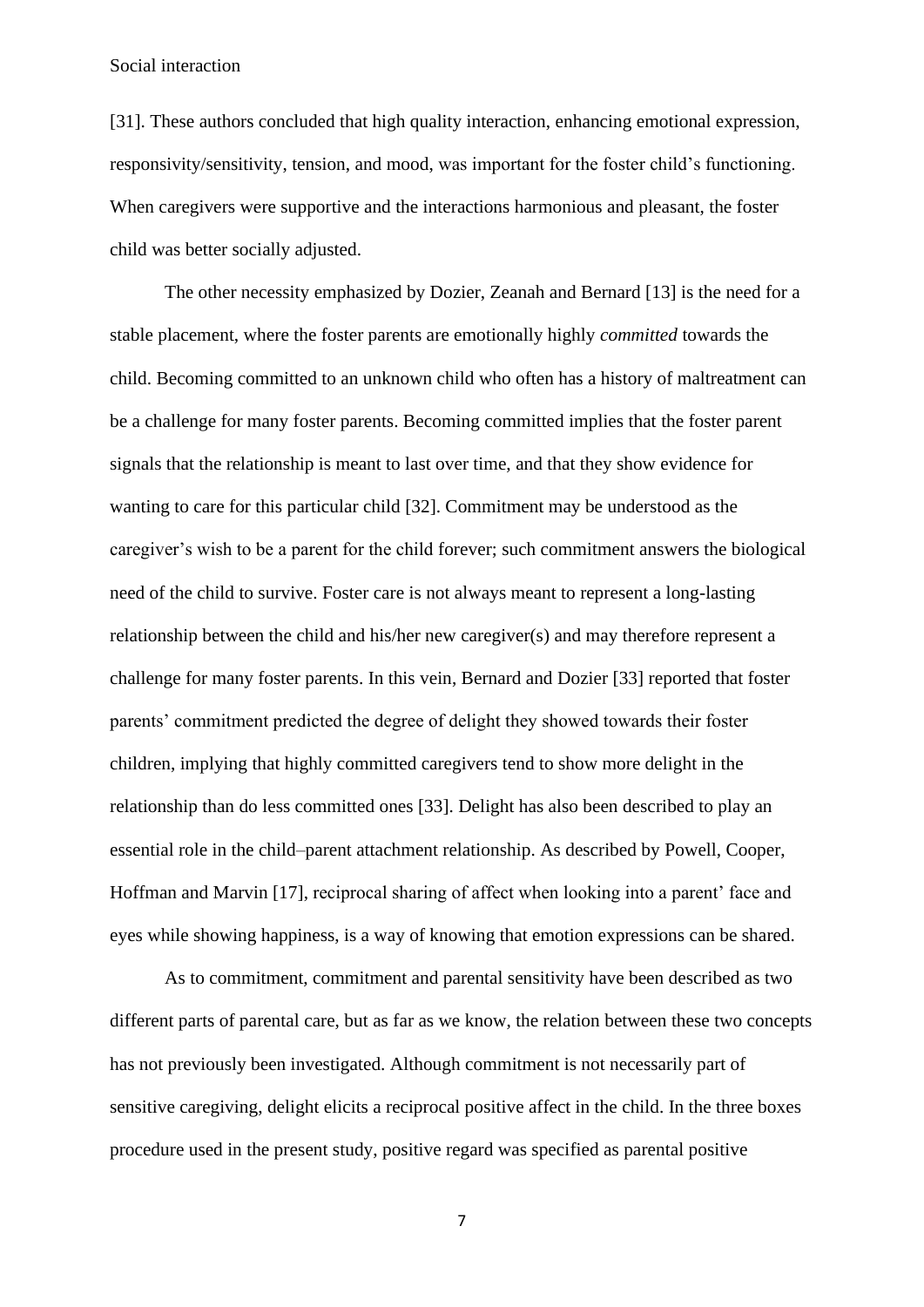[31]. These authors concluded that high quality interaction, enhancing emotional expression, responsivity/sensitivity, tension, and mood, was important for the foster child's functioning. When caregivers were supportive and the interactions harmonious and pleasant, the foster child was better socially adjusted.

The other necessity emphasized by Dozier, Zeanah and Bernard [13] is the need for a stable placement, where the foster parents are emotionally highly *committed* towards the child. Becoming committed to an unknown child who often has a history of maltreatment can be a challenge for many foster parents. Becoming committed implies that the foster parent signals that the relationship is meant to last over time, and that they show evidence for wanting to care for this particular child [32]. Commitment may be understood as the caregiver's wish to be a parent for the child forever; such commitment answers the biological need of the child to survive. Foster care is not always meant to represent a long-lasting relationship between the child and his/her new caregiver(s) and may therefore represent a challenge for many foster parents. In this vein, Bernard and Dozier [33] reported that foster parents' commitment predicted the degree of delight they showed towards their foster children, implying that highly committed caregivers tend to show more delight in the relationship than do less committed ones [33]. Delight has also been described to play an essential role in the child–parent attachment relationship. As described by Powell, Cooper, Hoffman and Marvin [17], reciprocal sharing of affect when looking into a parent' face and eyes while showing happiness, is a way of knowing that emotion expressions can be shared.

As to commitment, commitment and parental sensitivity have been described as two different parts of parental care, but as far as we know, the relation between these two concepts has not previously been investigated. Although commitment is not necessarily part of sensitive caregiving, delight elicits a reciprocal positive affect in the child. In the three boxes procedure used in the present study, positive regard was specified as parental positive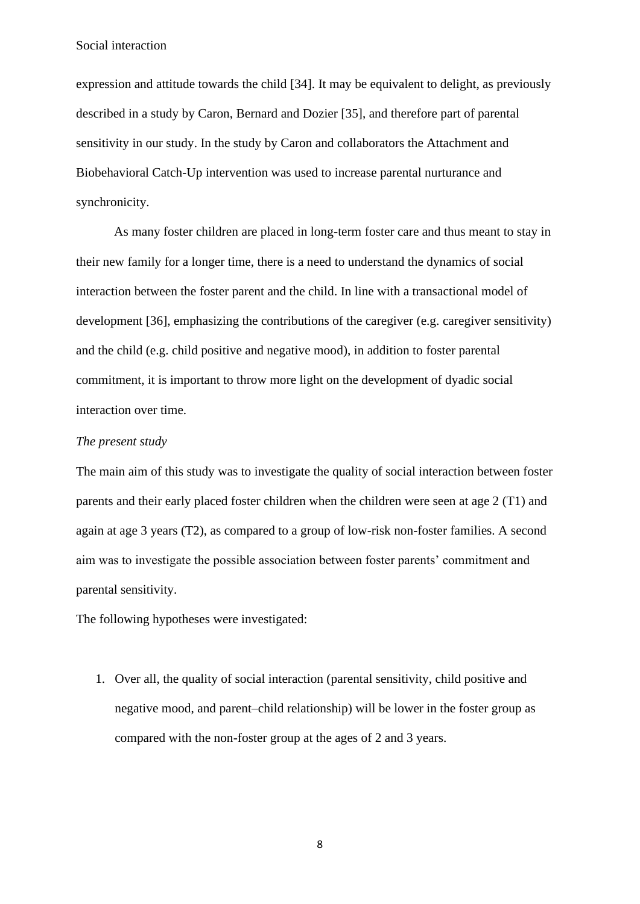expression and attitude towards the child [34]. It may be equivalent to delight, as previously described in a study by Caron, Bernard and Dozier [35], and therefore part of parental sensitivity in our study. In the study by Caron and collaborators the Attachment and Biobehavioral Catch-Up intervention was used to increase parental nurturance and synchronicity.

As many foster children are placed in long-term foster care and thus meant to stay in their new family for a longer time, there is a need to understand the dynamics of social interaction between the foster parent and the child. In line with a transactional model of development [36], emphasizing the contributions of the caregiver (e.g. caregiver sensitivity) and the child (e.g. child positive and negative mood), in addition to foster parental commitment, it is important to throw more light on the development of dyadic social interaction over time.

*The present study*

The main aim of this study was to investigate the quality of social interaction between foster parents and their early placed foster children when the children were seen at age 2 (T1) and again at age 3 years (T2), as compared to a group of low-risk non-foster families. A second aim was to investigate the possible association between foster parents' commitment and parental sensitivity.

The following hypotheses were investigated:

1. Over all, the quality of social interaction (parental sensitivity, child positive and negative mood, and parent–child relationship) will be lower in the foster group as compared with the non-foster group at the ages of 2 and 3 years.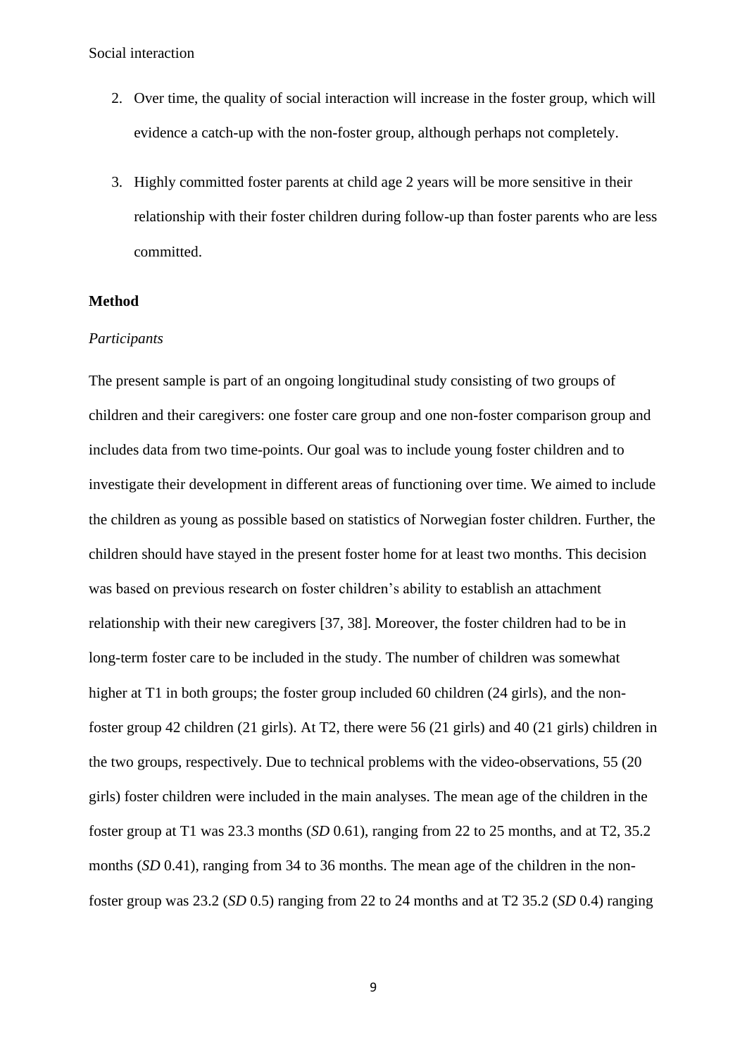2. Over time, the quality of social interaction will increase in the foster group, which will evidence a catch-up with the non-foster group, although perhaps not completely.

3. Highly committed foster parents at child age 2 years will be more sensitive in their relationship with their foster children during follow-up than foster parents who are less committed.

**Method**

*Participants*

The present sample is part of an ongoing longitudinal study consisting of two groups of children and their caregivers: one foster care group and one non-foster comparison group and includes data from two time-points. Our goal was to include young foster children and to investigate their development in different areas of functioning over time. We aimed to include the children as young as possible based on statistics of Norwegian foster children. Further, the children should have stayed in the present foster home for at least two months. This decision was based on previous research on foster children's ability to establish an attachment relationship with their new caregivers [37, 38]. Moreover, the foster children had to be in long-term foster care to be included in the study. The number of children was somewhat higher at T1 in both groups; the foster group included 60 children (24 girls), and the non-foster group 42 children (21 girls). At T2, there were 56 (21 girls) and 40 (21 girls) children in the two groups, respectively. Due to technical problems with the video-observations, 55 (20 girls) foster children were included in the main analyses. The mean age of the children in the foster group at T1 was 23.3 months (*SD* 0.61), ranging from 22 to 25 months, and at T2, 35.2 months (*SD* 0.41), ranging from 34 to 36 months. The mean age of the children in the non-foster group was 23.2 (*SD* 0.5) ranging from 22 to 24 months and at T2 35.2 (*SD* 0.4) ranging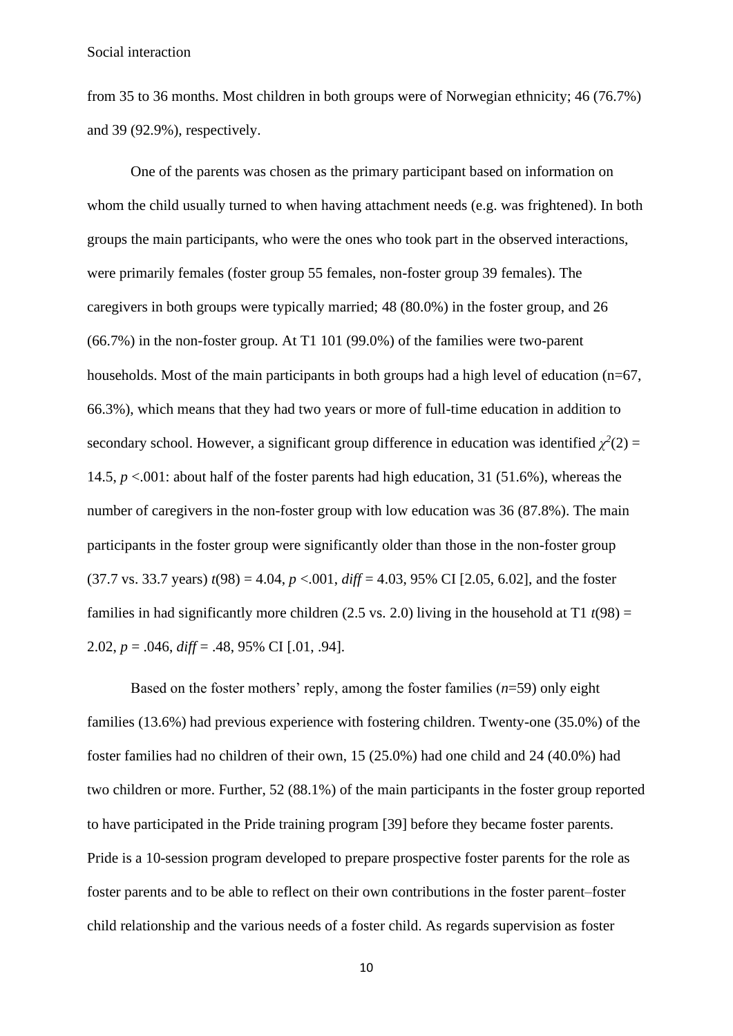from 35 to 36 months. Most children in both groups were of Norwegian ethnicity; 46 (76.7%) and 39 (92.9%), respectively.

One of the parents was chosen as the primary participant based on information on whom the child usually turned to when having attachment needs (e.g. was frightened). In both groups the main participants, who were the ones who took part in the observed interactions, were primarily females (foster group 55 females, non-foster group 39 females). The caregivers in both groups were typically married; 48 (80.0%) in the foster group, and 26 (66.7%) in the non-foster group. At T1 101 (99.0%) of the families were two-parent households. Most of the main participants in both groups had a high level of education (n=67, 66.3%), which means that they had two years or more of full-time education in addition to secondary school. However, a significant group difference in education was identified $\chi^2(2) = 14.5$, $p < .001$: about half of the foster parents had high education, 31 (51.6%), whereas the number of caregivers in the non-foster group with low education was 36 (87.8%). The main participants in the foster group were significantly older than those in the non-foster group (37.7 vs. 33.7 years) $t(98) = 4.04$, $p < .001$, *diff* = 4.03, 95% CI [2.05, 6.02], and the foster families in had significantly more children (2.5 vs. 2.0) living in the household at T1 $t(98) = 2.02$, $p = .046$, *diff* = .48, 95% CI [.01, .94].

Based on the foster mothers' reply, among the foster families (*n*=59) only eight families (13.6%) had previous experience with fostering children. Twenty-one (35.0%) of the foster families had no children of their own, 15 (25.0%) had one child and 24 (40.0%) had two children or more. Further, 52 (88.1%) of the main participants in the foster group reported to have participated in the Pride training program [39] before they became foster parents. Pride is a 10-session program developed to prepare prospective foster parents for the role as foster parents and to be able to reflect on their own contributions in the foster parent–foster child relationship and the various needs of a foster child. As regards supervision as foster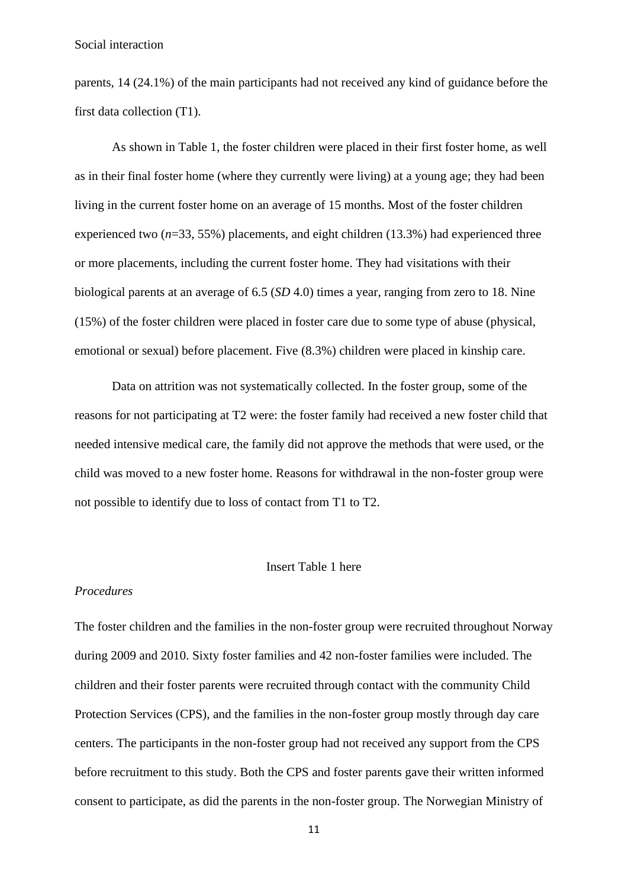parents, 14 (24.1%) of the main participants had not received any kind of guidance before the first data collection (T1).

As shown in Table 1, the foster children were placed in their first foster home, as well as in their final foster home (where they currently were living) at a young age; they had been living in the current foster home on an average of 15 months. Most of the foster children experienced two (*n*=33, 55%) placements, and eight children (13.3%) had experienced three or more placements, including the current foster home. They had visitations with their biological parents at an average of 6.5 (*SD* 4.0) times a year, ranging from zero to 18. Nine (15%) of the foster children were placed in foster care due to some type of abuse (physical, emotional or sexual) before placement. Five (8.3%) children were placed in kinship care.

Data on attrition was not systematically collected. In the foster group, some of the reasons for not participating at T2 were: the foster family had received a new foster child that needed intensive medical care, the family did not approve the methods that were used, or the child was moved to a new foster home. Reasons for withdrawal in the non-foster group were not possible to identify due to loss of contact from T1 to T2.

Insert Table 1 here

*Procedures*

The foster children and the families in the non-foster group were recruited throughout Norway during 2009 and 2010. Sixty foster families and 42 non-foster families were included. The children and their foster parents were recruited through contact with the community Child Protection Services (CPS), and the families in the non-foster group mostly through day care centers. The participants in the non-foster group had not received any support from the CPS before recruitment to this study. Both the CPS and foster parents gave their written informed consent to participate, as did the parents in the non-foster group. The Norwegian Ministry of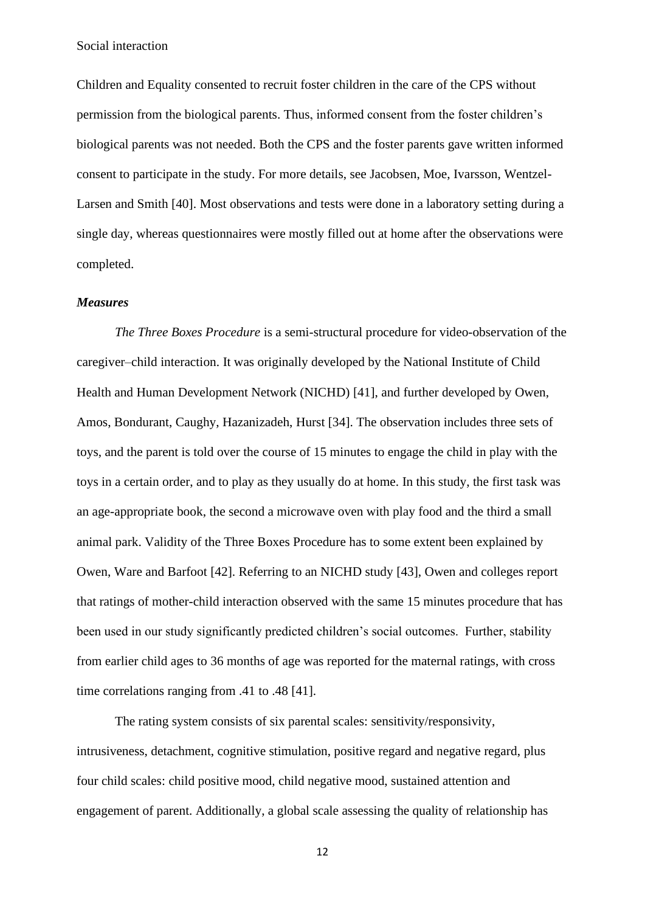Children and Equality consented to recruit foster children in the care of the CPS without permission from the biological parents. Thus, informed consent from the foster children's biological parents was not needed. Both the CPS and the foster parents gave written informed consent to participate in the study. For more details, see Jacobsen, Moe, Ivarsson, Wentzel-Larsen and Smith [40]. Most observations and tests were done in a laboratory setting during a single day, whereas questionnaires were mostly filled out at home after the observations were completed.

### *Measures*

*The Three Boxes Procedure* is a semi-structural procedure for video-observation of the caregiver–child interaction. It was originally developed by the National Institute of Child Health and Human Development Network (NICHD) [41], and further developed by Owen, Amos, Bondurant, Caughy, Hazanizadeh, Hurst [34]. The observation includes three sets of toys, and the parent is told over the course of 15 minutes to engage the child in play with the toys in a certain order, and to play as they usually do at home. In this study, the first task was an age-appropriate book, the second a microwave oven with play food and the third a small animal park. Validity of the Three Boxes Procedure has to some extent been explained by Owen, Ware and Barfoot [42]. Referring to an NICHD study [43], Owen and colleges report that ratings of mother-child interaction observed with the same 15 minutes procedure that has been used in our study significantly predicted children's social outcomes. Further, stability from earlier child ages to 36 months of age was reported for the maternal ratings, with cross time correlations ranging from .41 to .48 [41].

The rating system consists of six parental scales: sensitivity/responsivity, intrusiveness, detachment, cognitive stimulation, positive regard and negative regard, plus four child scales: child positive mood, child negative mood, sustained attention and engagement of parent. Additionally, a global scale assessing the quality of relationship has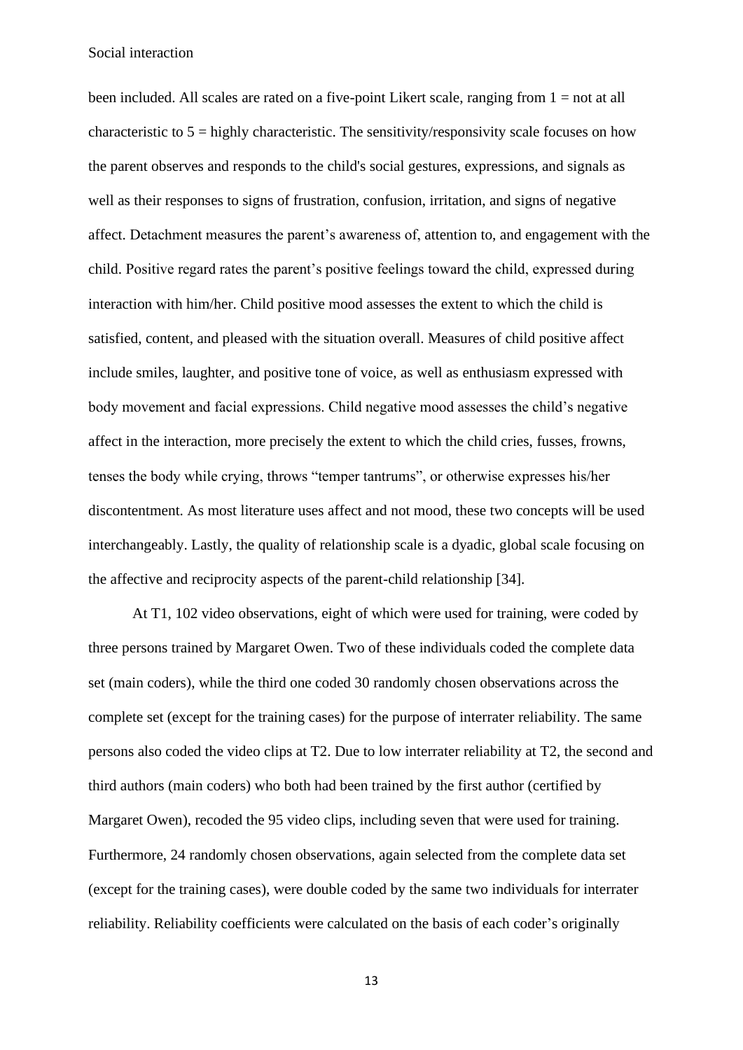been included. All scales are rated on a five-point Likert scale, ranging from 1 = not at all characteristic to 5 = highly characteristic. The sensitivity/responsivity scale focuses on how the parent observes and responds to the child's social gestures, expressions, and signals as well as their responses to signs of frustration, confusion, irritation, and signs of negative affect. Detachment measures the parent's awareness of, attention to, and engagement with the child. Positive regard rates the parent's positive feelings toward the child, expressed during interaction with him/her. Child positive mood assesses the extent to which the child is satisfied, content, and pleased with the situation overall. Measures of child positive affect include smiles, laughter, and positive tone of voice, as well as enthusiasm expressed with body movement and facial expressions. Child negative mood assesses the child's negative affect in the interaction, more precisely the extent to which the child cries, fusses, frowns, tenses the body while crying, throws "temper tantrums", or otherwise expresses his/her discontentment. As most literature uses affect and not mood, these two concepts will be used interchangeably. Lastly, the quality of relationship scale is a dyadic, global scale focusing on the affective and reciprocity aspects of the parent-child relationship [34].

At T1, 102 video observations, eight of which were used for training, were coded by three persons trained by Margaret Owen. Two of these individuals coded the complete data set (main coders), while the third one coded 30 randomly chosen observations across the complete set (except for the training cases) for the purpose of interrater reliability. The same persons also coded the video clips at T2. Due to low interrater reliability at T2, the second and third authors (main coders) who both had been trained by the first author (certified by Margaret Owen), recoded the 95 video clips, including seven that were used for training. Furthermore, 24 randomly chosen observations, again selected from the complete data set (except for the training cases), were double coded by the same two individuals for interrater reliability. Reliability coefficients were calculated on the basis of each coder's originally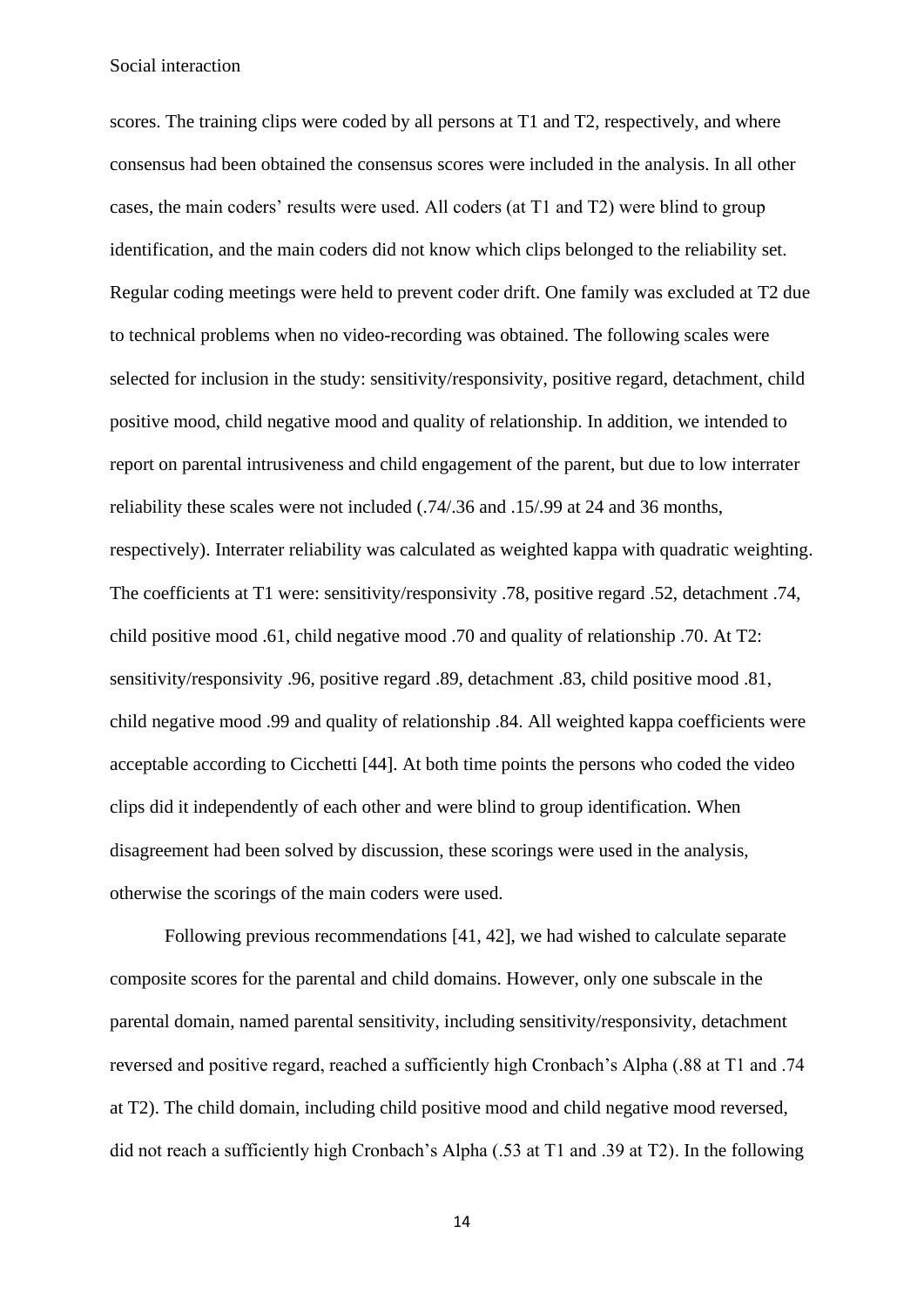scores. The training clips were coded by all persons at T1 and T2, respectively, and where consensus had been obtained the consensus scores were included in the analysis. In all other cases, the main coders' results were used. All coders (at T1 and T2) were blind to group identification, and the main coders did not know which clips belonged to the reliability set. Regular coding meetings were held to prevent coder drift. One family was excluded at T2 due to technical problems when no video-recording was obtained. The following scales were selected for inclusion in the study: sensitivity/responsivity, positive regard, detachment, child positive mood, child negative mood and quality of relationship. In addition, we intended to report on parental intrusiveness and child engagement of the parent, but due to low interrater reliability these scales were not included (.74/.36 and .15/.99 at 24 and 36 months, respectively). Interrater reliability was calculated as weighted kappa with quadratic weighting. The coefficients at T1 were: sensitivity/responsivity .78, positive regard .52, detachment .74, child positive mood .61, child negative mood .70 and quality of relationship .70. At T2: sensitivity/responsivity .96, positive regard .89, detachment .83, child positive mood .81, child negative mood .99 and quality of relationship .84. All weighted kappa coefficients were acceptable according to Cicchetti [44]. At both time points the persons who coded the video clips did it independently of each other and were blind to group identification. When disagreement had been solved by discussion, these scorings were used in the analysis, otherwise the scorings of the main coders were used.

Following previous recommendations [41, 42], we had wished to calculate separate composite scores for the parental and child domains. However, only one subscale in the parental domain, named parental sensitivity, including sensitivity/responsivity, detachment reversed and positive regard, reached a sufficiently high Cronbach's Alpha (.88 at T1 and .74 at T2). The child domain, including child positive mood and child negative mood reversed, did not reach a sufficiently high Cronbach's Alpha (.53 at T1 and .39 at T2). In the following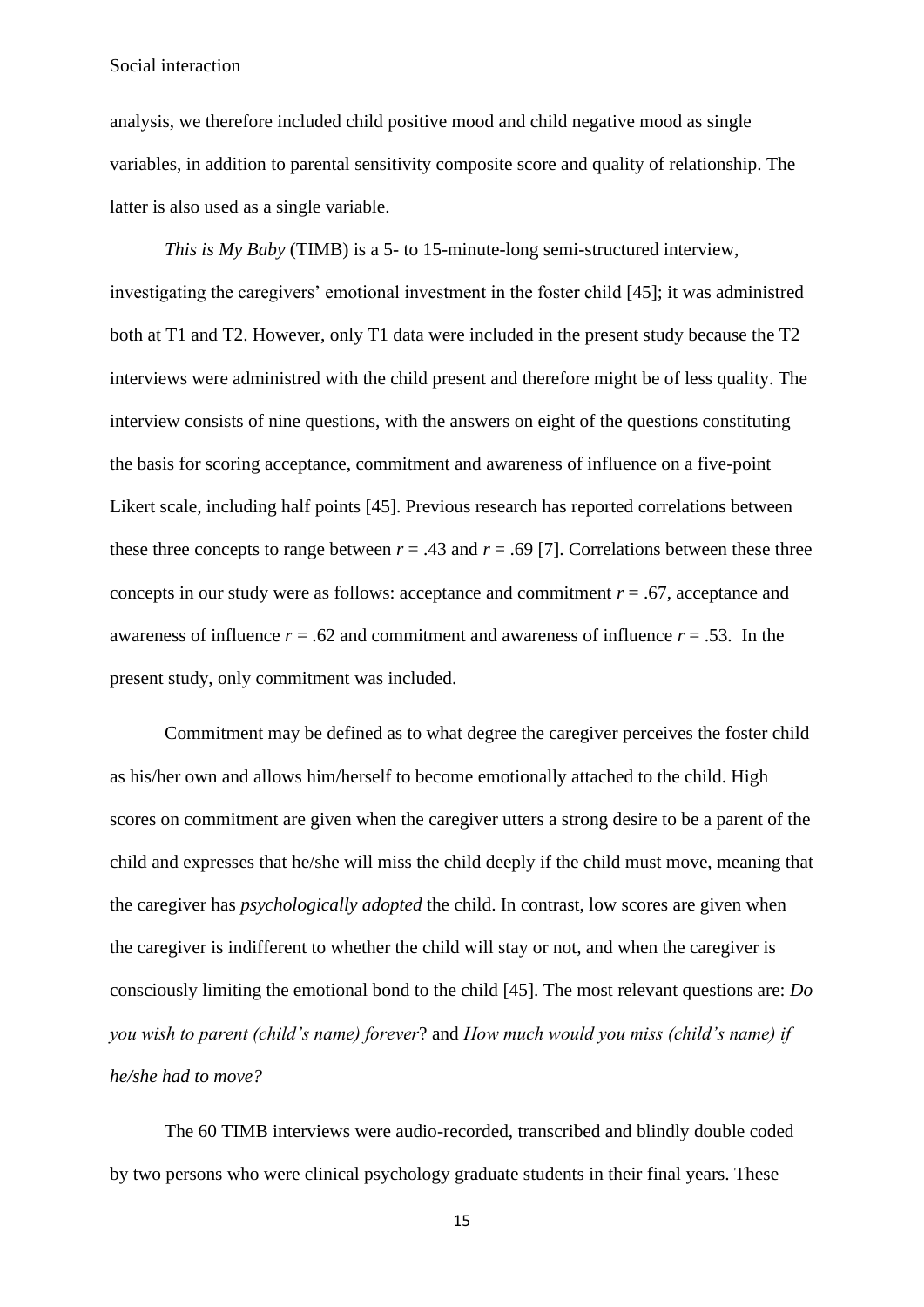analysis, we therefore included child positive mood and child negative mood as single variables, in addition to parental sensitivity composite score and quality of relationship. The latter is also used as a single variable.

*This is My Baby* (TIMB) is a 5- to 15-minute-long semi-structured interview, investigating the caregivers' emotional investment in the foster child [45]; it was administred both at T1 and T2. However, only T1 data were included in the present study because the T2 interviews were administred with the child present and therefore might be of less quality. The interview consists of nine questions, with the answers on eight of the questions constituting the basis for scoring acceptance, commitment and awareness of influence on a five-point Likert scale, including half points [45]. Previous research has reported correlations between these three concepts to range between $r = .43$ and $r = .69$ [7]. Correlations between these three concepts in our study were as follows: acceptance and commitment $r = .67$, acceptance and awareness of influence $r = .62$ and commitment and awareness of influence $r = .53$. In the present study, only commitment was included.

Commitment may be defined as to what degree the caregiver perceives the foster child as his/her own and allows him/herself to become emotionally attached to the child. High scores on commitment are given when the caregiver utters a strong desire to be a parent of the child and expresses that he/she will miss the child deeply if the child must move, meaning that the caregiver has *psychologically adopted* the child. In contrast, low scores are given when the caregiver is indifferent to whether the child will stay or not, and when the caregiver is consciously limiting the emotional bond to the child [45]. The most relevant questions are: *Do you wish to parent (child's name) forever*? and *How much would you miss (child's name) if he/she had to move?*

The 60 TIMB interviews were audio-recorded, transcribed and blindly double coded by two persons who were clinical psychology graduate students in their final years. These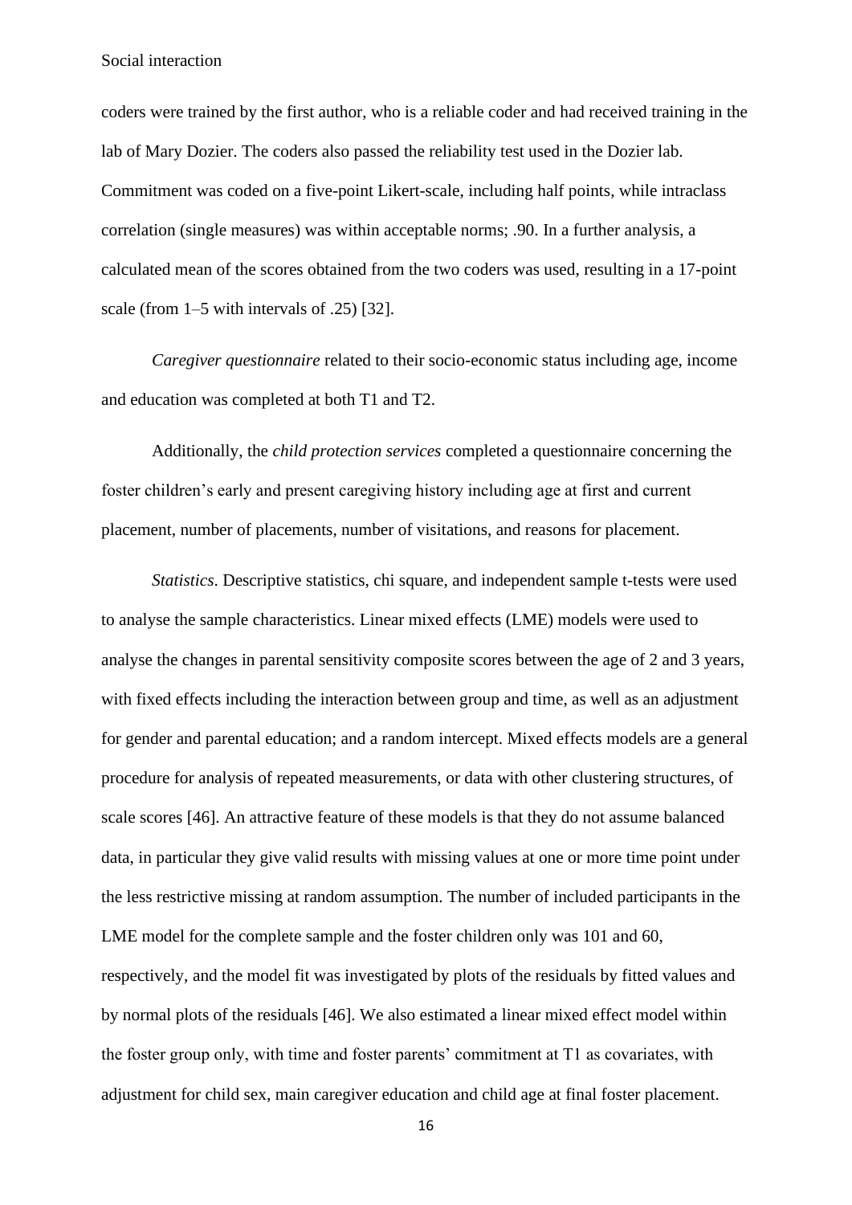coders were trained by the first author, who is a reliable coder and had received training in the lab of Mary Dozier. The coders also passed the reliability test used in the Dozier lab. Commitment was coded on a five-point Likert-scale, including half points, while intraclass correlation (single measures) was within acceptable norms; .90. In a further analysis, a calculated mean of the scores obtained from the two coders was used, resulting in a 17-point scale (from 1–5 with intervals of .25) [32].

*Caregiver questionnaire* related to their socio-economic status including age, income and education was completed at both T1 and T2.

Additionally, the *child protection services* completed a questionnaire concerning the foster children's early and present caregiving history including age at first and current placement, number of placements, number of visitations, and reasons for placement.

*Statistics*. Descriptive statistics, chi square, and independent sample t-tests were used to analyse the sample characteristics. Linear mixed effects (LME) models were used to analyse the changes in parental sensitivity composite scores between the age of 2 and 3 years, with fixed effects including the interaction between group and time, as well as an adjustment for gender and parental education; and a random intercept. Mixed effects models are a general procedure for analysis of repeated measurements, or data with other clustering structures, of scale scores [46]. An attractive feature of these models is that they do not assume balanced data, in particular they give valid results with missing values at one or more time point under the less restrictive missing at random assumption. The number of included participants in the LME model for the complete sample and the foster children only was 101 and 60, respectively, and the model fit was investigated by plots of the residuals by fitted values and by normal plots of the residuals [46]. We also estimated a linear mixed effect model within the foster group only, with time and foster parents' commitment at T1 as covariates, with adjustment for child sex, main caregiver education and child age at final foster placement.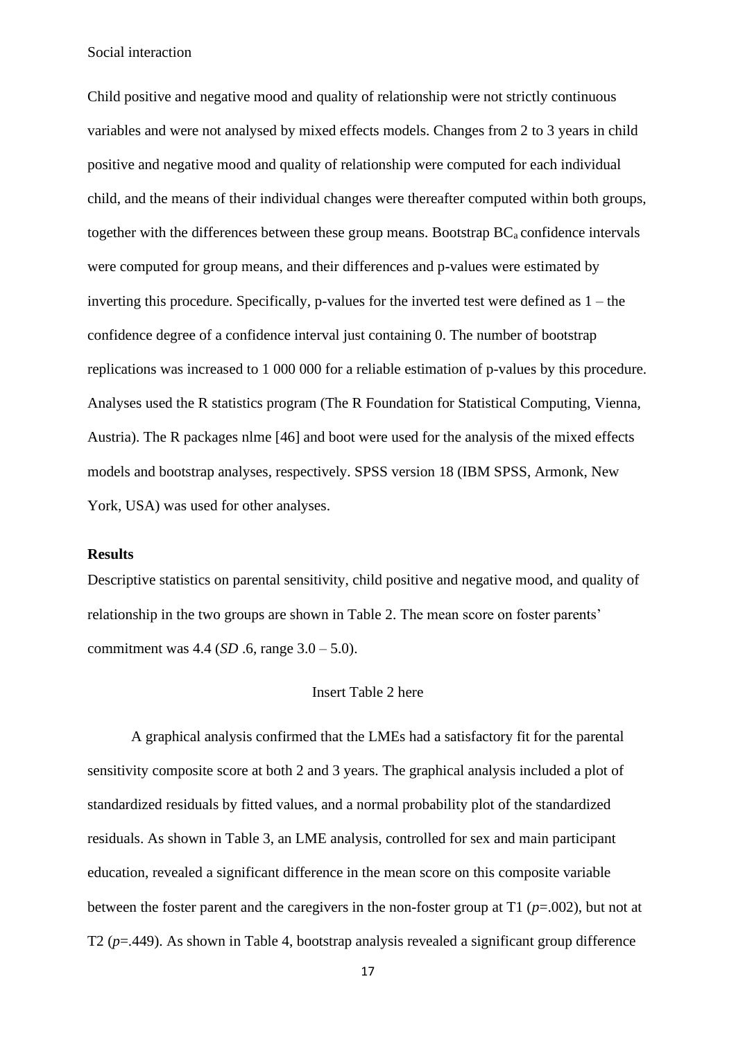Child positive and negative mood and quality of relationship were not strictly continuous variables and were not analysed by mixed effects models. Changes from 2 to 3 years in child positive and negative mood and quality of relationship were computed for each individual child, and the means of their individual changes were thereafter computed within both groups, together with the differences between these group means. Bootstrap $BC_a$ confidence intervals were computed for group means, and their differences and p-values were estimated by inverting this procedure. Specifically, p-values for the inverted test were defined as 1 – the confidence degree of a confidence interval just containing 0. The number of bootstrap replications was increased to 1 000 000 for a reliable estimation of p-values by this procedure. Analyses used the R statistics program (The R Foundation for Statistical Computing, Vienna, Austria). The R packages nlme [46] and boot were used for the analysis of the mixed effects models and bootstrap analyses, respectively. SPSS version 18 (IBM SPSS, Armonk, New York, USA) was used for other analyses.

**Results**

Descriptive statistics on parental sensitivity, child positive and negative mood, and quality of relationship in the two groups are shown in Table 2. The mean score on foster parents' commitment was 4.4 (*SD* .6, range 3.0 – 5.0).

Insert Table 2 here

A graphical analysis confirmed that the LMEs had a satisfactory fit for the parental sensitivity composite score at both 2 and 3 years. The graphical analysis included a plot of standardized residuals by fitted values, and a normal probability plot of the standardized residuals. As shown in Table 3, an LME analysis, controlled for sex and main participant education, revealed a significant difference in the mean score on this composite variable between the foster parent and the caregivers in the non-foster group at T1 ($p$=.002), but not at T2 ($p$=.449). As shown in Table 4, bootstrap analysis revealed a significant group difference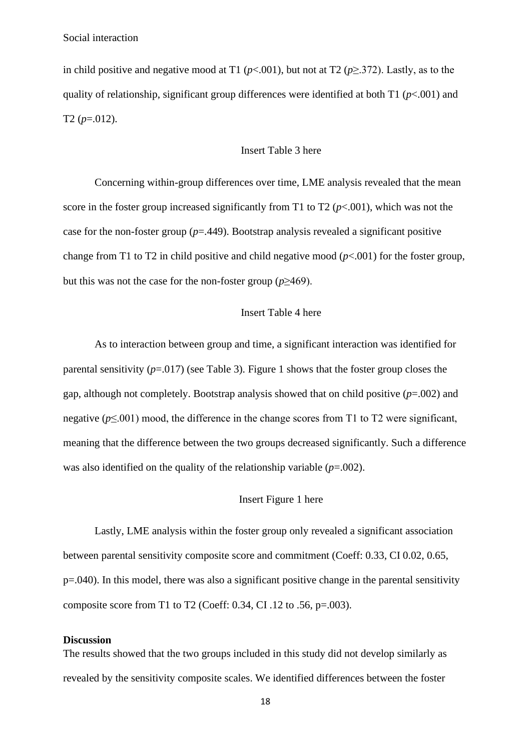in child positive and negative mood at T1 ($p<.001$), but not at T2 ($p \geq .372$). Lastly, as to the quality of relationship, significant group differences were identified at both T1 ($p<.001$) and T2 ($p=.012$).

Insert Table 3 here

Concerning within-group differences over time, LME analysis revealed that the mean score in the foster group increased significantly from T1 to T2 ($p<.001$), which was not the case for the non-foster group ($p=.449$). Bootstrap analysis revealed a significant positive change from T1 to T2 in child positive and child negative mood ($p<.001$) for the foster group, but this was not the case for the non-foster group ($p \geq 469$).

Insert Table 4 here

As to interaction between group and time, a significant interaction was identified for parental sensitivity ($p=.017$) (see Table 3). Figure 1 shows that the foster group closes the gap, although not completely. Bootstrap analysis showed that on child positive ($p=.002$) and negative ($p \leq .001$) mood, the difference in the change scores from T1 to T2 were significant, meaning that the difference between the two groups decreased significantly. Such a difference was also identified on the quality of the relationship variable ($p=.002$).

Insert Figure 1 here

Lastly, LME analysis within the foster group only revealed a significant association between parental sensitivity composite score and commitment (Coeff: 0.33, CI 0.02, 0.65, p=.040). In this model, there was also a significant positive change in the parental sensitivity composite score from T1 to T2 (Coeff: 0.34, CI .12 to .56, p=.003).

**Discussion**

The results showed that the two groups included in this study did not develop similarly as revealed by the sensitivity composite scales. We identified differences between the foster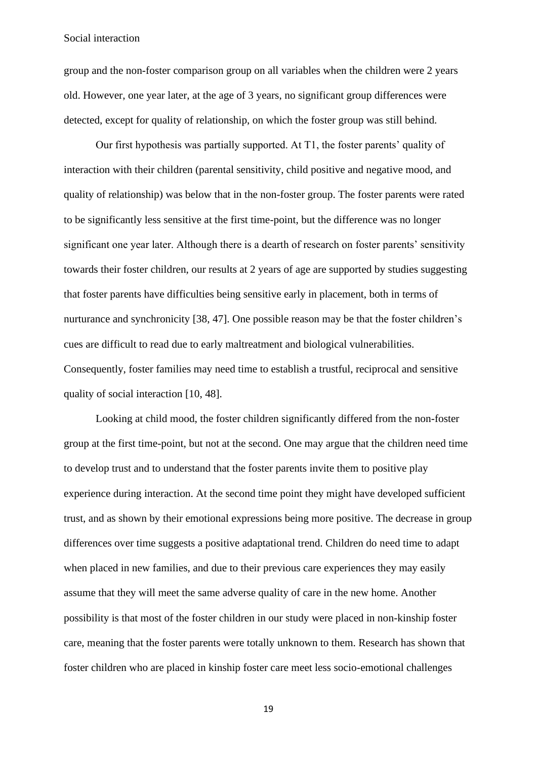group and the non-foster comparison group on all variables when the children were 2 years old. However, one year later, at the age of 3 years, no significant group differences were detected, except for quality of relationship, on which the foster group was still behind.

Our first hypothesis was partially supported. At T1, the foster parents' quality of interaction with their children (parental sensitivity, child positive and negative mood, and quality of relationship) was below that in the non-foster group. The foster parents were rated to be significantly less sensitive at the first time-point, but the difference was no longer significant one year later. Although there is a dearth of research on foster parents' sensitivity towards their foster children, our results at 2 years of age are supported by studies suggesting that foster parents have difficulties being sensitive early in placement, both in terms of nurturance and synchronicity [38, 47]. One possible reason may be that the foster children's cues are difficult to read due to early maltreatment and biological vulnerabilities. Consequently, foster families may need time to establish a trustful, reciprocal and sensitive quality of social interaction [10, 48].

Looking at child mood, the foster children significantly differed from the non-foster group at the first time-point, but not at the second. One may argue that the children need time to develop trust and to understand that the foster parents invite them to positive play experience during interaction. At the second time point they might have developed sufficient trust, and as shown by their emotional expressions being more positive. The decrease in group differences over time suggests a positive adaptational trend. Children do need time to adapt when placed in new families, and due to their previous care experiences they may easily assume that they will meet the same adverse quality of care in the new home. Another possibility is that most of the foster children in our study were placed in non-kinship foster care, meaning that the foster parents were totally unknown to them. Research has shown that foster children who are placed in kinship foster care meet less socio-emotional challenges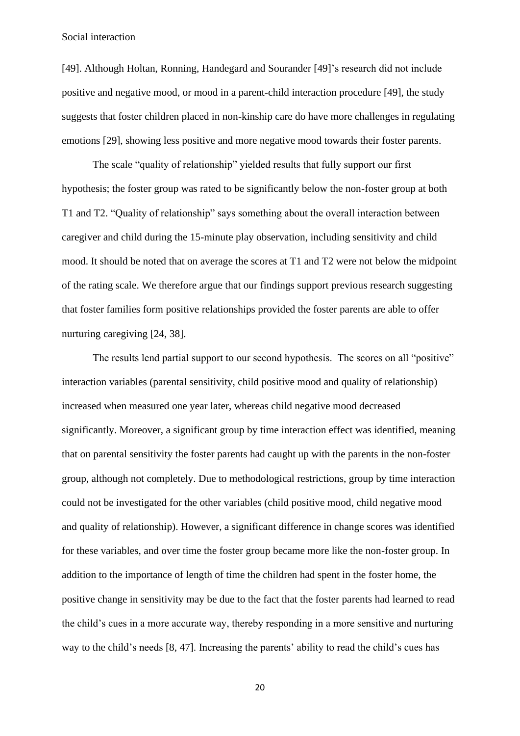[49]. Although Holtan, Ronning, Handegard and Sourander [49]'s research did not include positive and negative mood, or mood in a parent-child interaction procedure [49], the study suggests that foster children placed in non-kinship care do have more challenges in regulating emotions [29], showing less positive and more negative mood towards their foster parents.

The scale "quality of relationship" yielded results that fully support our first hypothesis; the foster group was rated to be significantly below the non-foster group at both T1 and T2. "Quality of relationship" says something about the overall interaction between caregiver and child during the 15-minute play observation, including sensitivity and child mood. It should be noted that on average the scores at T1 and T2 were not below the midpoint of the rating scale. We therefore argue that our findings support previous research suggesting that foster families form positive relationships provided the foster parents are able to offer nurturing caregiving [24, 38].

The results lend partial support to our second hypothesis. The scores on all "positive" interaction variables (parental sensitivity, child positive mood and quality of relationship) increased when measured one year later, whereas child negative mood decreased significantly. Moreover, a significant group by time interaction effect was identified, meaning that on parental sensitivity the foster parents had caught up with the parents in the non-foster group, although not completely. Due to methodological restrictions, group by time interaction could not be investigated for the other variables (child positive mood, child negative mood and quality of relationship). However, a significant difference in change scores was identified for these variables, and over time the foster group became more like the non-foster group. In addition to the importance of length of time the children had spent in the foster home, the positive change in sensitivity may be due to the fact that the foster parents had learned to read the child's cues in a more accurate way, thereby responding in a more sensitive and nurturing way to the child's needs [8, 47]. Increasing the parents' ability to read the child's cues has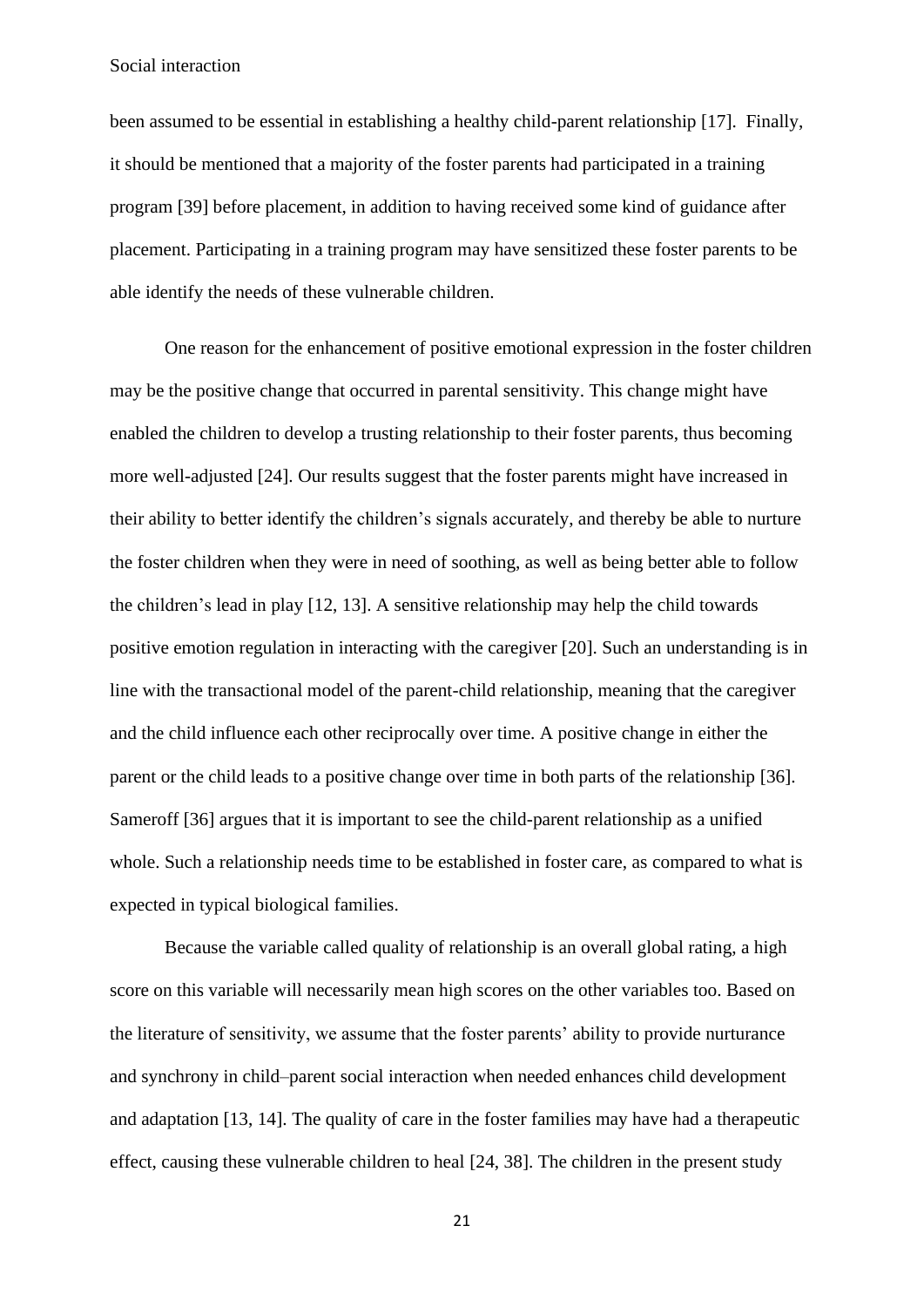been assumed to be essential in establishing a healthy child-parent relationship [17]. Finally, it should be mentioned that a majority of the foster parents had participated in a training program [39] before placement, in addition to having received some kind of guidance after placement. Participating in a training program may have sensitized these foster parents to be able identify the needs of these vulnerable children.

One reason for the enhancement of positive emotional expression in the foster children may be the positive change that occurred in parental sensitivity. This change might have enabled the children to develop a trusting relationship to their foster parents, thus becoming more well-adjusted [24]. Our results suggest that the foster parents might have increased in their ability to better identify the children's signals accurately, and thereby be able to nurture the foster children when they were in need of soothing, as well as being better able to follow the children's lead in play [12, 13]. A sensitive relationship may help the child towards positive emotion regulation in interacting with the caregiver [20]. Such an understanding is in line with the transactional model of the parent-child relationship, meaning that the caregiver and the child influence each other reciprocally over time. A positive change in either the parent or the child leads to a positive change over time in both parts of the relationship [36]. Sameroff [36] argues that it is important to see the child-parent relationship as a unified whole. Such a relationship needs time to be established in foster care, as compared to what is expected in typical biological families.

Because the variable called quality of relationship is an overall global rating, a high score on this variable will necessarily mean high scores on the other variables too. Based on the literature of sensitivity, we assume that the foster parents' ability to provide nurturance and synchrony in child–parent social interaction when needed enhances child development and adaptation [13, 14]. The quality of care in the foster families may have had a therapeutic effect, causing these vulnerable children to heal [24, 38]. The children in the present study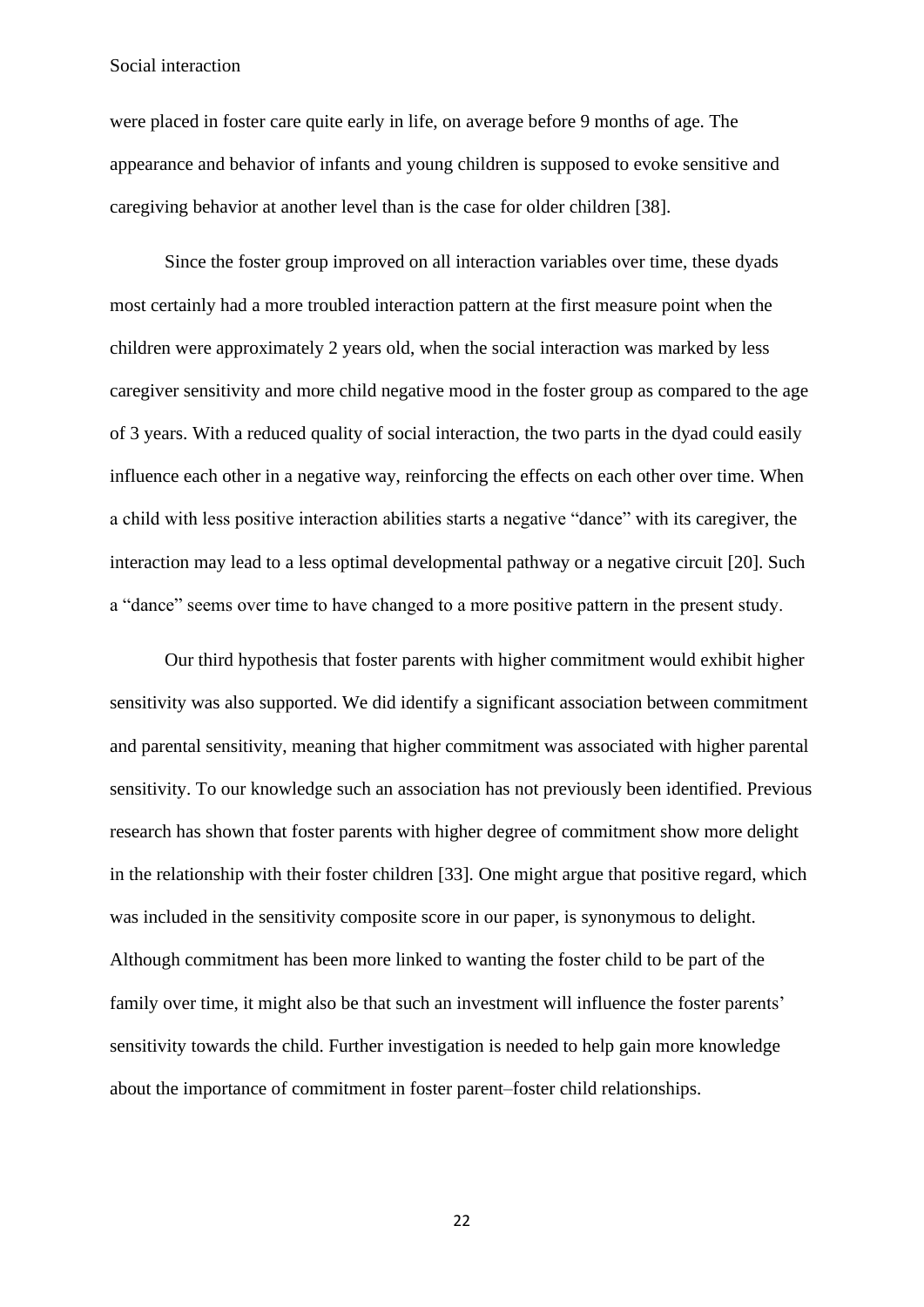were placed in foster care quite early in life, on average before 9 months of age. The appearance and behavior of infants and young children is supposed to evoke sensitive and caregiving behavior at another level than is the case for older children [38].

Since the foster group improved on all interaction variables over time, these dyads most certainly had a more troubled interaction pattern at the first measure point when the children were approximately 2 years old, when the social interaction was marked by less caregiver sensitivity and more child negative mood in the foster group as compared to the age of 3 years. With a reduced quality of social interaction, the two parts in the dyad could easily influence each other in a negative way, reinforcing the effects on each other over time. When a child with less positive interaction abilities starts a negative "dance" with its caregiver, the interaction may lead to a less optimal developmental pathway or a negative circuit [20]. Such a "dance" seems over time to have changed to a more positive pattern in the present study.

Our third hypothesis that foster parents with higher commitment would exhibit higher sensitivity was also supported. We did identify a significant association between commitment and parental sensitivity, meaning that higher commitment was associated with higher parental sensitivity. To our knowledge such an association has not previously been identified. Previous research has shown that foster parents with higher degree of commitment show more delight in the relationship with their foster children [33]. One might argue that positive regard, which was included in the sensitivity composite score in our paper, is synonymous to delight. Although commitment has been more linked to wanting the foster child to be part of the family over time, it might also be that such an investment will influence the foster parents' sensitivity towards the child. Further investigation is needed to help gain more knowledge about the importance of commitment in foster parent–foster child relationships.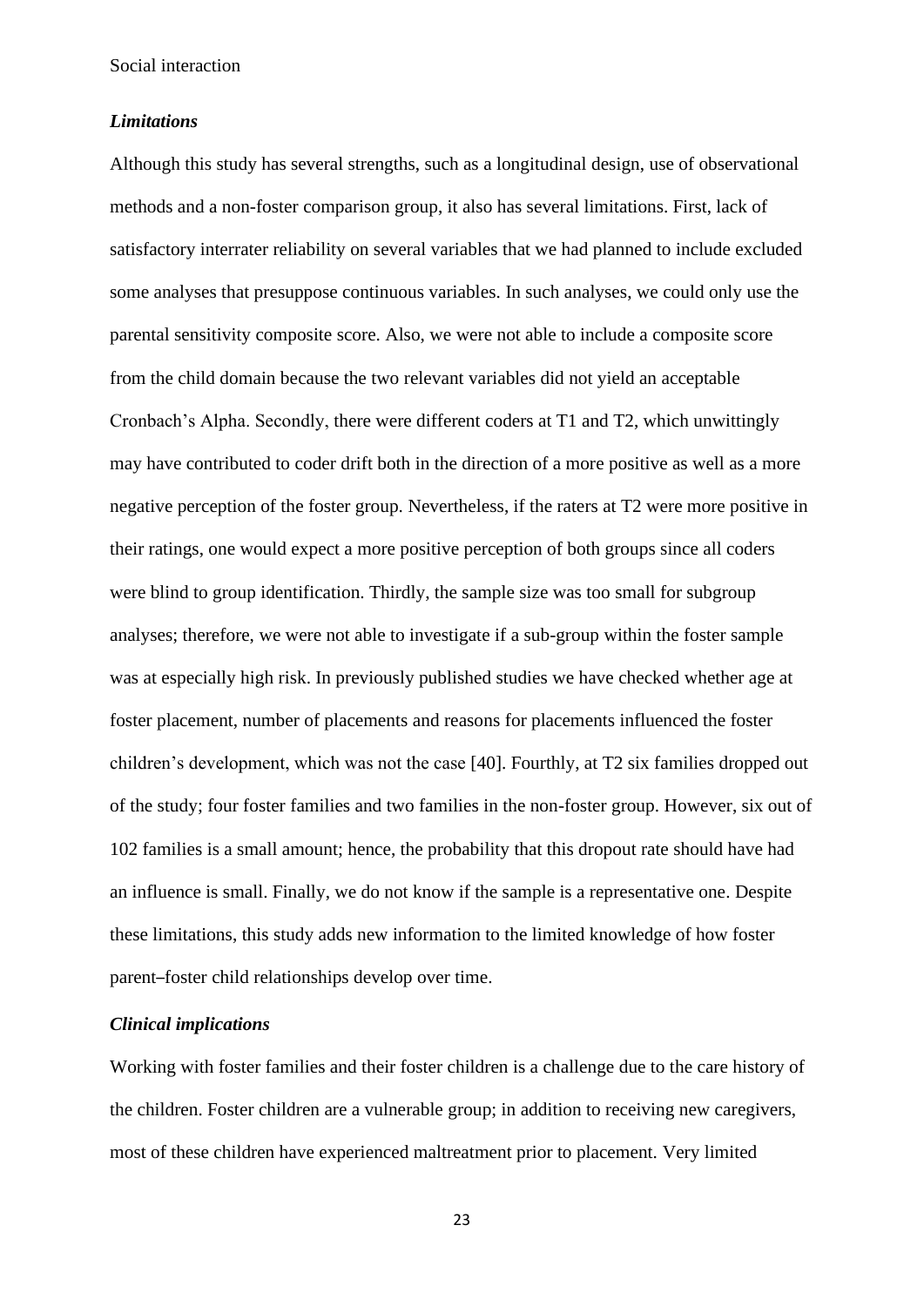### *Limitations*

Although this study has several strengths, such as a longitudinal design, use of observational methods and a non-foster comparison group, it also has several limitations. First, lack of satisfactory interrater reliability on several variables that we had planned to include excluded some analyses that presuppose continuous variables. In such analyses, we could only use the parental sensitivity composite score. Also, we were not able to include a composite score from the child domain because the two relevant variables did not yield an acceptable Cronbach's Alpha. Secondly, there were different coders at T1 and T2, which unwittingly may have contributed to coder drift both in the direction of a more positive as well as a more negative perception of the foster group. Nevertheless, if the raters at T2 were more positive in their ratings, one would expect a more positive perception of both groups since all coders were blind to group identification. Thirdly, the sample size was too small for subgroup analyses; therefore, we were not able to investigate if a sub-group within the foster sample was at especially high risk. In previously published studies we have checked whether age at foster placement, number of placements and reasons for placements influenced the foster children's development, which was not the case [40]. Fourthly, at T2 six families dropped out of the study; four foster families and two families in the non-foster group. However, six out of 102 families is a small amount; hence, the probability that this dropout rate should have had an influence is small. Finally, we do not know if the sample is a representative one. Despite these limitations, this study adds new information to the limited knowledge of how foster parent–foster child relationships develop over time.

### *Clinical implications*

Working with foster families and their foster children is a challenge due to the care history of the children. Foster children are a vulnerable group; in addition to receiving new caregivers, most of these children have experienced maltreatment prior to placement. Very limited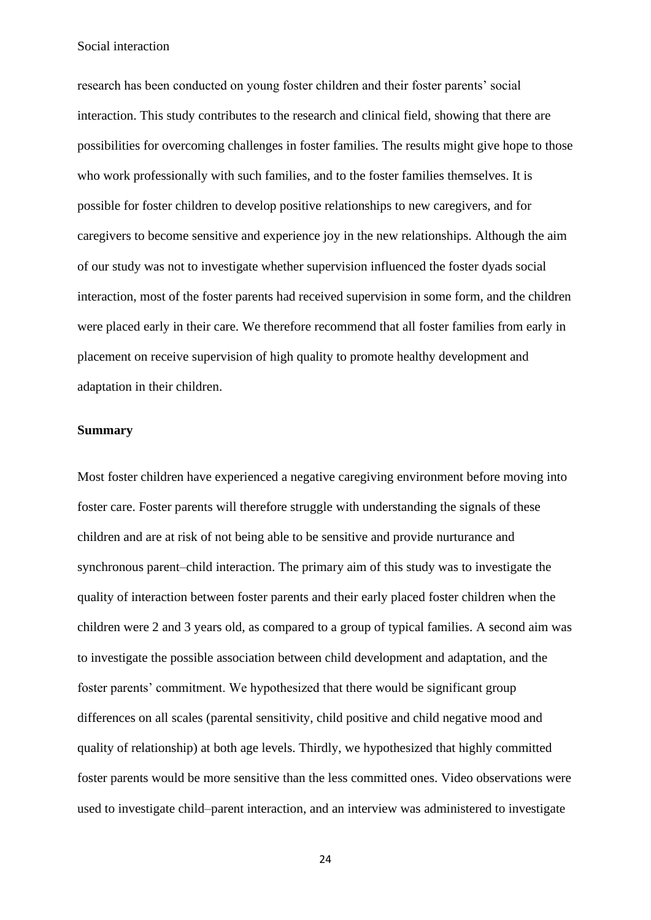research has been conducted on young foster children and their foster parents' social interaction. This study contributes to the research and clinical field, showing that there are possibilities for overcoming challenges in foster families. The results might give hope to those who work professionally with such families, and to the foster families themselves. It is possible for foster children to develop positive relationships to new caregivers, and for caregivers to become sensitive and experience joy in the new relationships. Although the aim of our study was not to investigate whether supervision influenced the foster dyads social interaction, most of the foster parents had received supervision in some form, and the children were placed early in their care. We therefore recommend that all foster families from early in placement on receive supervision of high quality to promote healthy development and adaptation in their children.

**Summary**

Most foster children have experienced a negative caregiving environment before moving into foster care. Foster parents will therefore struggle with understanding the signals of these children and are at risk of not being able to be sensitive and provide nurturance and synchronous parent–child interaction. The primary aim of this study was to investigate the quality of interaction between foster parents and their early placed foster children when the children were 2 and 3 years old, as compared to a group of typical families. A second aim was to investigate the possible association between child development and adaptation, and the foster parents' commitment. We hypothesized that there would be significant group differences on all scales (parental sensitivity, child positive and child negative mood and quality of relationship) at both age levels. Thirdly, we hypothesized that highly committed foster parents would be more sensitive than the less committed ones. Video observations were used to investigate child–parent interaction, and an interview was administered to investigate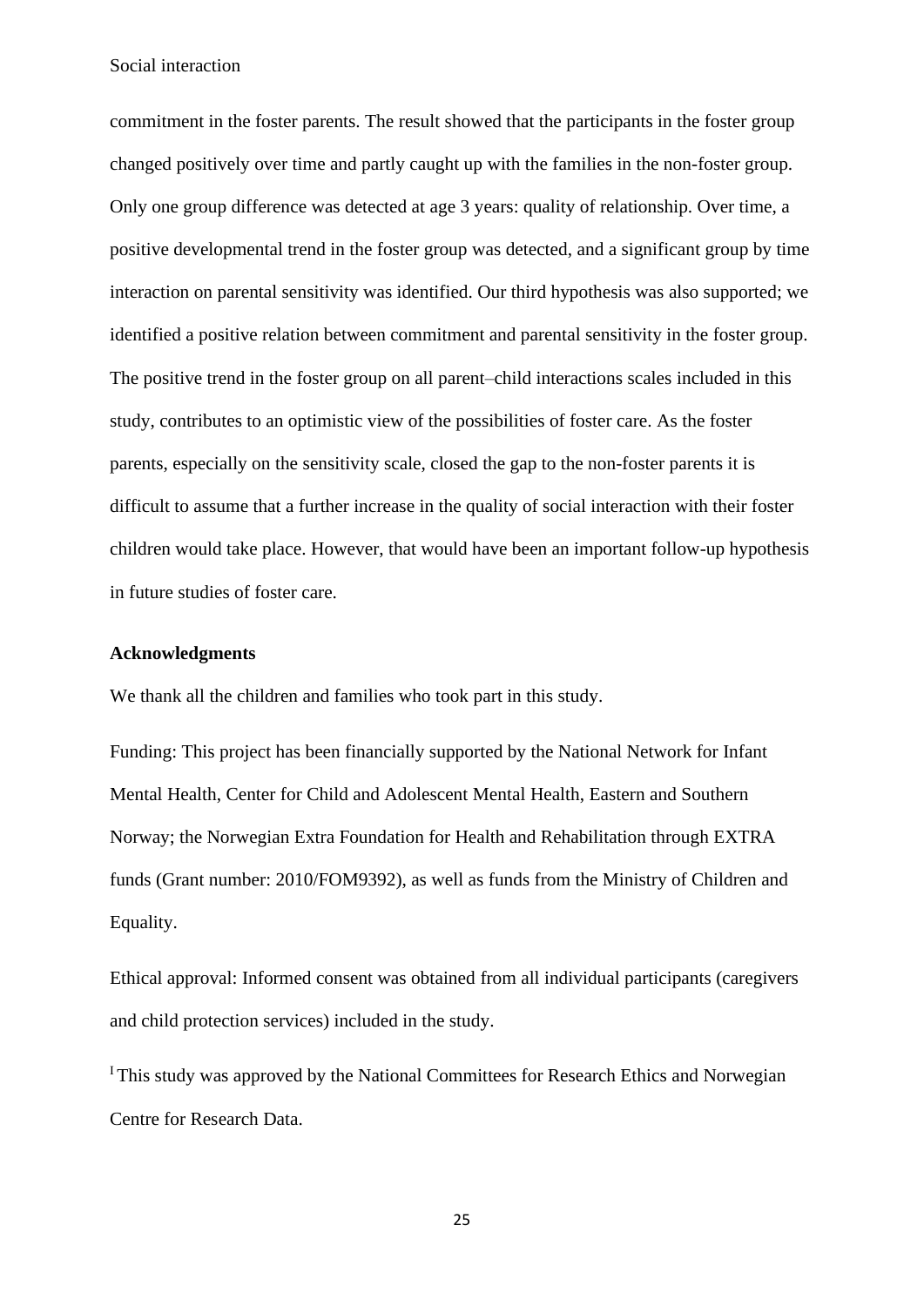commitment in the foster parents. The result showed that the participants in the foster group changed positively over time and partly caught up with the families in the non-foster group. Only one group difference was detected at age 3 years: quality of relationship. Over time, a positive developmental trend in the foster group was detected, and a significant group by time interaction on parental sensitivity was identified. Our third hypothesis was also supported; we identified a positive relation between commitment and parental sensitivity in the foster group. The positive trend in the foster group on all parent–child interactions scales included in this study, contributes to an optimistic view of the possibilities of foster care. As the foster parents, especially on the sensitivity scale, closed the gap to the non-foster parents it is difficult to assume that a further increase in the quality of social interaction with their foster children would take place. However, that would have been an important follow-up hypothesis in future studies of foster care.

**Acknowledgments**

We thank all the children and families who took part in this study.

Funding: This project has been financially supported by the National Network for Infant Mental Health, Center for Child and Adolescent Mental Health, Eastern and Southern Norway; the Norwegian Extra Foundation for Health and Rehabilitation through EXTRA funds (Grant number: 2010/FOM9392), as well as funds from the Ministry of Children and Equality.

Ethical approval: Informed consent was obtained from all individual participants (caregivers and child protection services) included in the study.

[I] This study was approved by the National Committees for Research Ethics and Norwegian Centre for Research Data.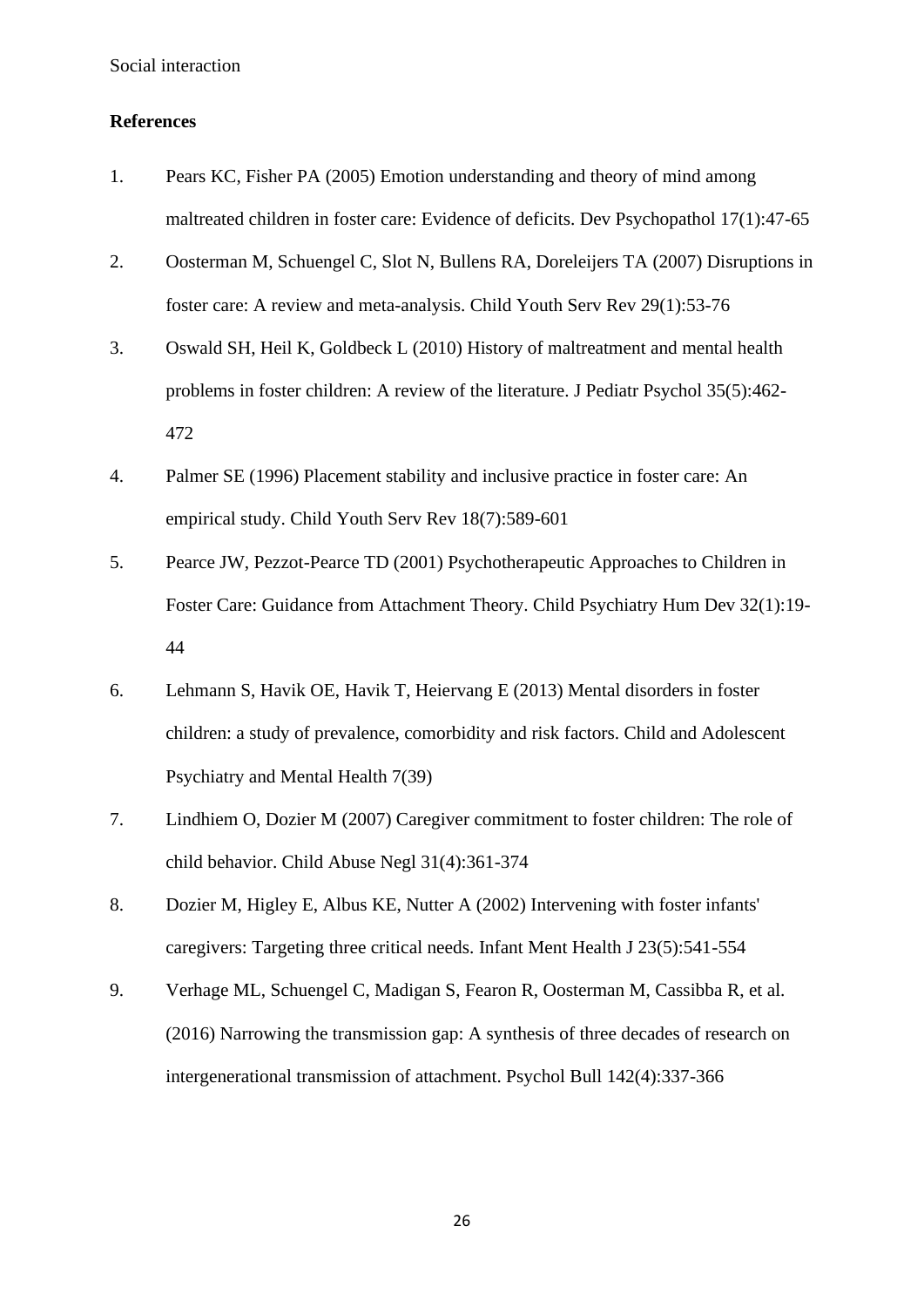## References

1. Pears KC, Fisher PA (2005) Emotion understanding and theory of mind among maltreated children in foster care: Evidence of deficits. Dev Psychopathol 17(1):47-65
2. Oosterman M, Schuengel C, Slot N, Bullens RA, Doreleijers TA (2007) Disruptions in foster care: A review and meta-analysis. Child Youth Serv Rev 29(1):53-76
3. Oswald SH, Heil K, Goldbeck L (2010) History of maltreatment and mental health problems in foster children: A review of the literature. J Pediatr Psychol 35(5):462-472
4. Palmer SE (1996) Placement stability and inclusive practice in foster care: An empirical study. Child Youth Serv Rev 18(7):589-601
5. Pearce JW, Pezzot-Pearce TD (2001) Psychotherapeutic Approaches to Children in Foster Care: Guidance from Attachment Theory. Child Psychiatry Hum Dev 32(1):19-44
6. Lehmann S, Havik OE, Havik T, Heiervang E (2013) Mental disorders in foster children: a study of prevalence, comorbidity and risk factors. Child and Adolescent Psychiatry and Mental Health 7(39)
7. Lindhiem O, Dozier M (2007) Caregiver commitment to foster children: The role of child behavior. Child Abuse Negl 31(4):361-374
8. Dozier M, Higley E, Albus KE, Nutter A (2002) Intervening with foster infants' caregivers: Targeting three critical needs. Infant Ment Health J 23(5):541-554
9. Verhage ML, Schuengel C, Madigan S, Fearon R, Oosterman M, Cassibba R, et al. (2016) Narrowing the transmission gap: A synthesis of three decades of research on intergenerational transmission of attachment. Psychol Bull 142(4):337-366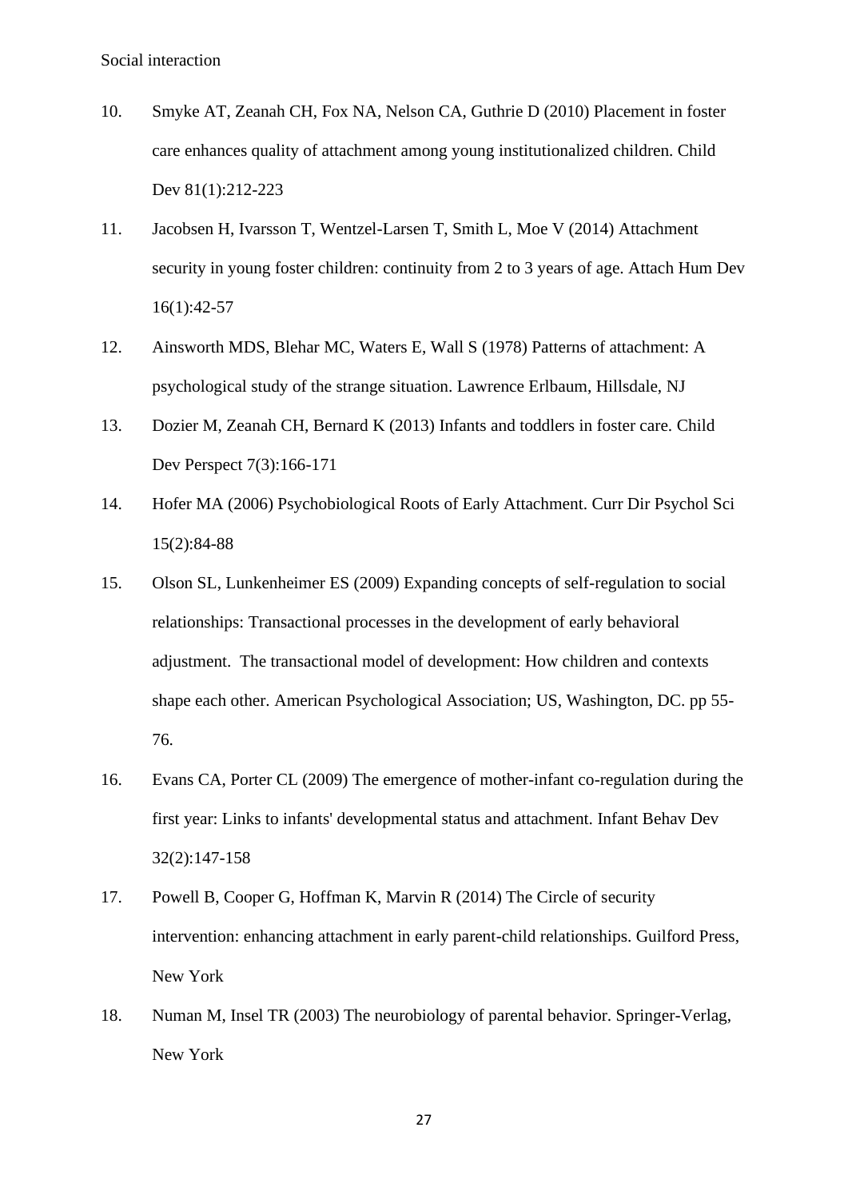10. Smyke AT, Zeanah CH, Fox NA, Nelson CA, Guthrie D (2010) Placement in foster care enhances quality of attachment among young institutionalized children. Child Dev 81(1):212-223

11. Jacobsen H, Ivarsson T, Wentzel-Larsen T, Smith L, Moe V (2014) Attachment security in young foster children: continuity from 2 to 3 years of age. Attach Hum Dev 16(1):42-57

12. Ainsworth MDS, Blehar MC, Waters E, Wall S (1978) Patterns of attachment: A psychological study of the strange situation. Lawrence Erlbaum, Hillsdale, NJ

13. Dozier M, Zeanah CH, Bernard K (2013) Infants and toddlers in foster care. Child Dev Perspect 7(3):166-171

14. Hofer MA (2006) Psychobiological Roots of Early Attachment. Curr Dir Psychol Sci 15(2):84-88

15. Olson SL, Lunkenheimer ES (2009) Expanding concepts of self-regulation to social relationships: Transactional processes in the development of early behavioral adjustment. The transactional model of development: How children and contexts shape each other. American Psychological Association; US, Washington, DC. pp 55-76.

16. Evans CA, Porter CL (2009) The emergence of mother-infant co-regulation during the first year: Links to infants' developmental status and attachment. Infant Behav Dev 32(2):147-158

17. Powell B, Cooper G, Hoffman K, Marvin R (2014) The Circle of security intervention: enhancing attachment in early parent-child relationships. Guilford Press, New York

18. Numan M, Insel TR (2003) The neurobiology of parental behavior. Springer-Verlag, New York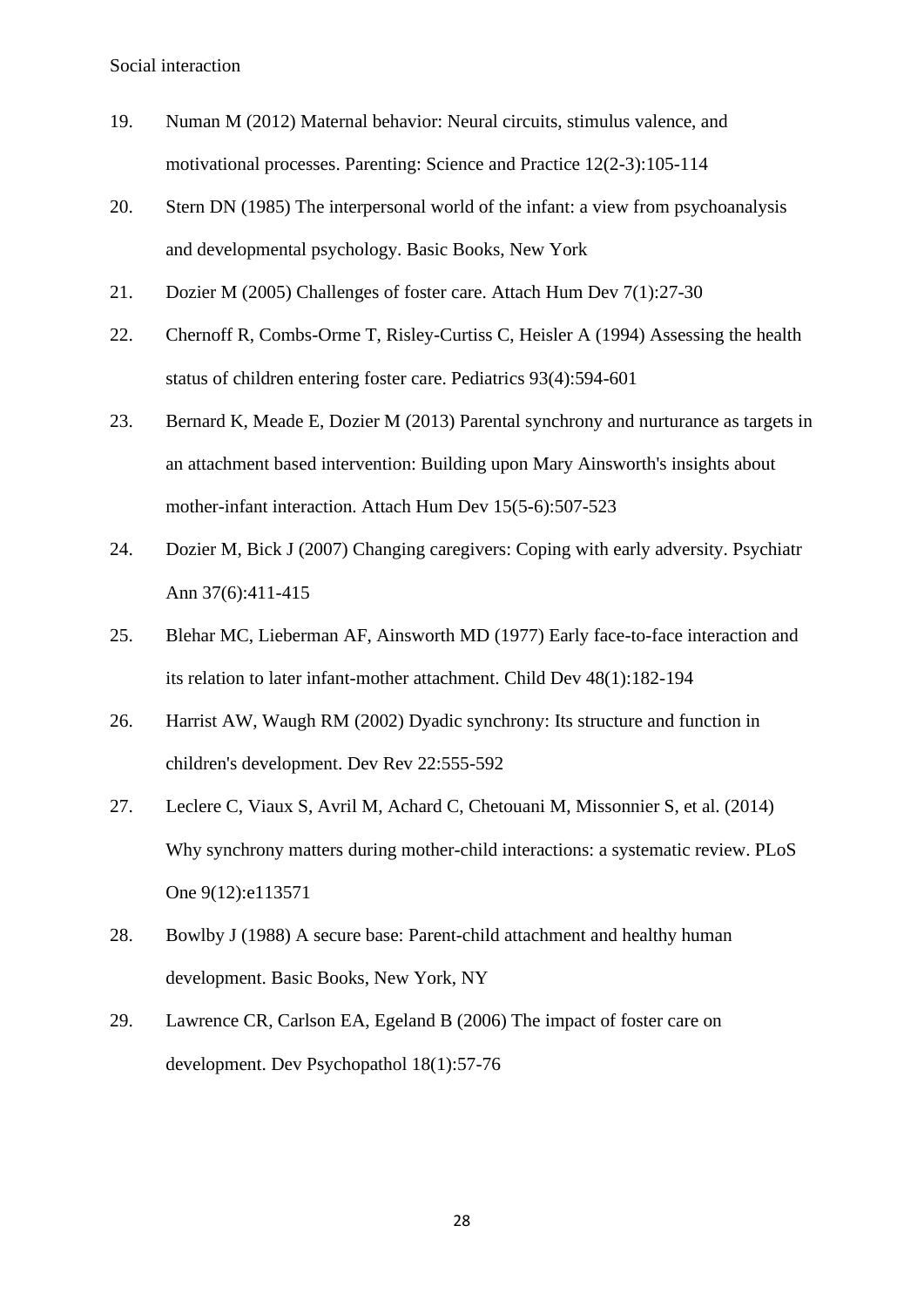19. Numan M (2012) Maternal behavior: Neural circuits, stimulus valence, and motivational processes. Parenting: Science and Practice 12(2-3):105-114
20. Stern DN (1985) The interpersonal world of the infant: a view from psychoanalysis and developmental psychology. Basic Books, New York
21. Dozier M (2005) Challenges of foster care. Attach Hum Dev 7(1):27-30
22. Chernoff R, Combs-Orme T, Risley-Curtiss C, Heisler A (1994) Assessing the health status of children entering foster care. Pediatrics 93(4):594-601
23. Bernard K, Meade E, Dozier M (2013) Parental synchrony and nurturance as targets in an attachment based intervention: Building upon Mary Ainsworth's insights about mother-infant interaction. Attach Hum Dev 15(5-6):507-523
24. Dozier M, Bick J (2007) Changing caregivers: Coping with early adversity. Psychiatr Ann 37(6):411-415
25. Blehar MC, Lieberman AF, Ainsworth MD (1977) Early face-to-face interaction and its relation to later infant-mother attachment. Child Dev 48(1):182-194
26. Harrist AW, Waugh RM (2002) Dyadic synchrony: Its structure and function in children's development. Dev Rev 22:555-592
27. Leclere C, Viaux S, Avril M, Achard C, Chetouani M, Missonnier S, et al. (2014) Why synchrony matters during mother-child interactions: a systematic review. PLoS One 9(12):e113571
28. Bowlby J (1988) A secure base: Parent-child attachment and healthy human development. Basic Books, New York, NY
29. Lawrence CR, Carlson EA, Egeland B (2006) The impact of foster care on development. Dev Psychopathol 18(1):57-76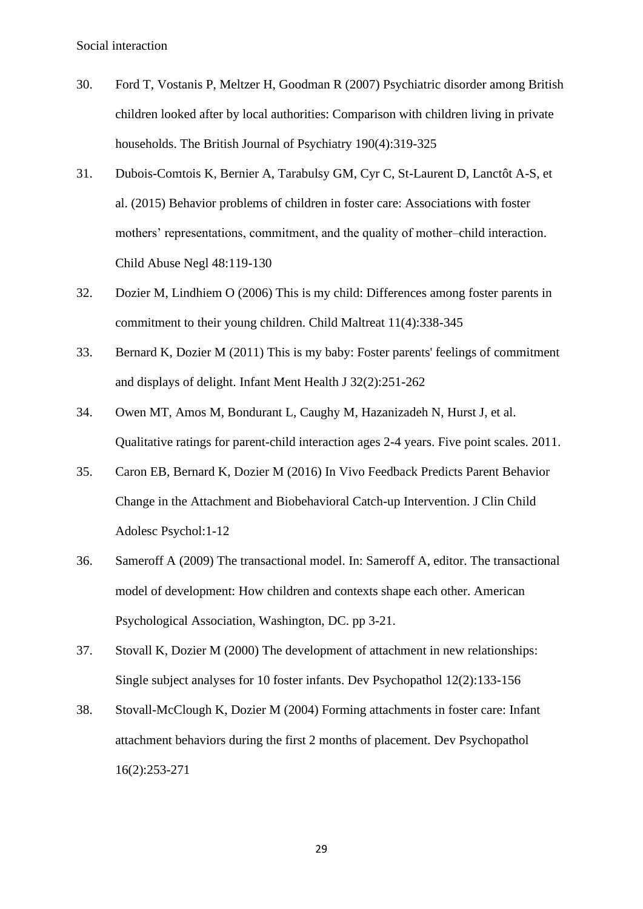30. Ford T, Vostanis P, Meltzer H, Goodman R (2007) Psychiatric disorder among British children looked after by local authorities: Comparison with children living in private households. The British Journal of Psychiatry 190(4):319-325

31. Dubois-Comtois K, Bernier A, Tarabulsy GM, Cyr C, St-Laurent D, Lanctôt A-S, et al. (2015) Behavior problems of children in foster care: Associations with foster mothers' representations, commitment, and the quality of mother–child interaction. Child Abuse Negl 48:119-130

32. Dozier M, Lindhiem O (2006) This is my child: Differences among foster parents in commitment to their young children. Child Maltreat 11(4):338-345

33. Bernard K, Dozier M (2011) This is my baby: Foster parents' feelings of commitment and displays of delight. Infant Ment Health J 32(2):251-262

34. Owen MT, Amos M, Bondurant L, Caughy M, Hazanizadeh N, Hurst J, et al. Qualitative ratings for parent-child interaction ages 2-4 years. Five point scales. 2011.

35. Caron EB, Bernard K, Dozier M (2016) In Vivo Feedback Predicts Parent Behavior Change in the Attachment and Biobehavioral Catch-up Intervention. J Clin Child Adolesc Psychol:1-12

36. Sameroff A (2009) The transactional model. In: Sameroff A, editor. The transactional model of development: How children and contexts shape each other. American Psychological Association, Washington, DC. pp 3-21.

37. Stovall K, Dozier M (2000) The development of attachment in new relationships: Single subject analyses for 10 foster infants. Dev Psychopathol 12(2):133-156

38. Stovall-McClough K, Dozier M (2004) Forming attachments in foster care: Infant attachment behaviors during the first 2 months of placement. Dev Psychopathol 16(2):253-271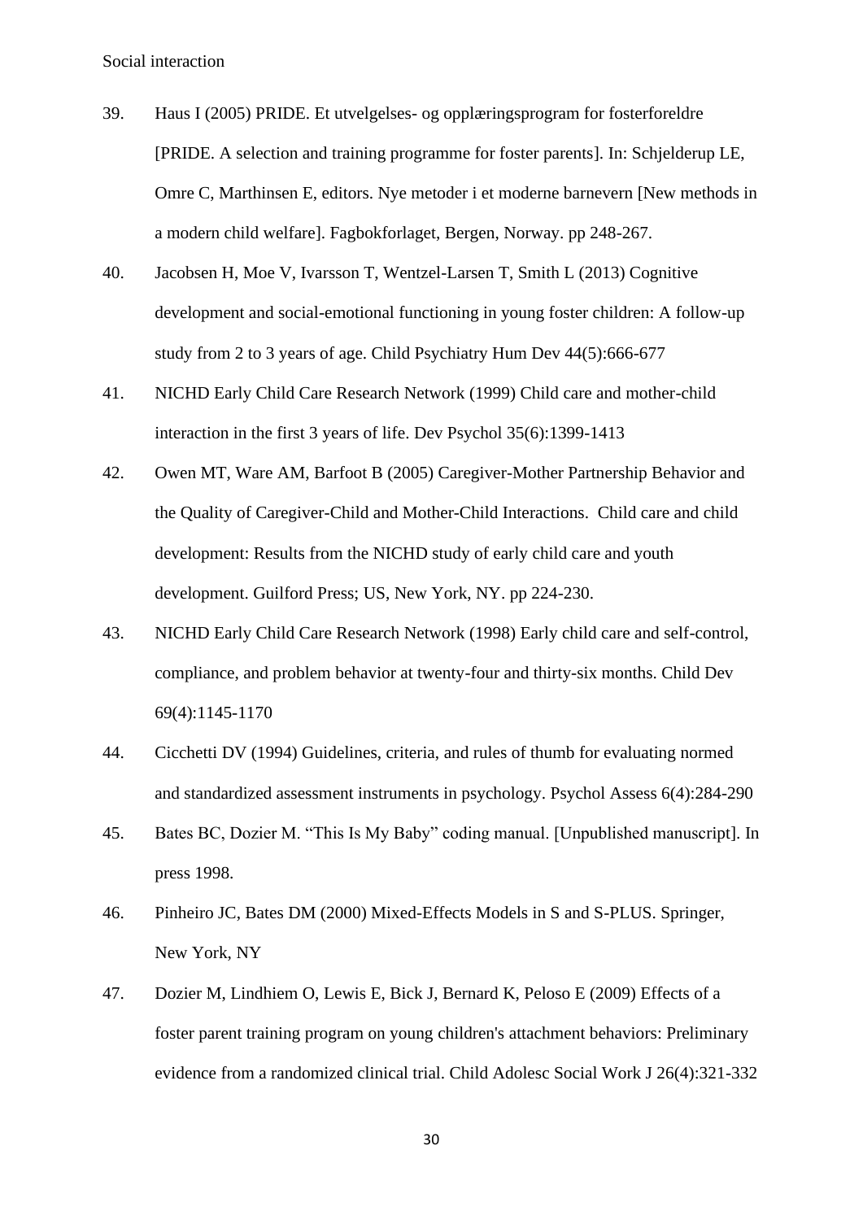39. Haus I (2005) PRIDE. Et utvelgelses- og opplæringsprogram for fosterforeldre [PRIDE. A selection and training programme for foster parents]. In: Schjelderup LE, Omre C, Marthinsen E, editors. Nye metoder i et moderne barnevern [New methods in a modern child welfare]. Fagbokforlaget, Bergen, Norway. pp 248-267.

40. Jacobsen H, Moe V, Ivarsson T, Wentzel-Larsen T, Smith L (2013) Cognitive development and social-emotional functioning in young foster children: A follow-up study from 2 to 3 years of age. Child Psychiatry Hum Dev 44(5):666-677

41. NICHD Early Child Care Research Network (1999) Child care and mother-child interaction in the first 3 years of life. Dev Psychol 35(6):1399-1413

42. Owen MT, Ware AM, Barfoot B (2005) Caregiver-Mother Partnership Behavior and the Quality of Caregiver-Child and Mother-Child Interactions. Child care and child development: Results from the NICHD study of early child care and youth development. Guilford Press; US, New York, NY. pp 224-230.

43. NICHD Early Child Care Research Network (1998) Early child care and self-control, compliance, and problem behavior at twenty-four and thirty-six months. Child Dev 69(4):1145-1170

44. Cicchetti DV (1994) Guidelines, criteria, and rules of thumb for evaluating normed and standardized assessment instruments in psychology. Psychol Assess 6(4):284-290

45. Bates BC, Dozier M. "This Is My Baby" coding manual. [Unpublished manuscript]. In press 1998.

46. Pinheiro JC, Bates DM (2000) Mixed-Effects Models in S and S-PLUS. Springer, New York, NY

47. Dozier M, Lindhiem O, Lewis E, Bick J, Bernard K, Peloso E (2009) Effects of a foster parent training program on young children's attachment behaviors: Preliminary evidence from a randomized clinical trial. Child Adolesc Social Work J 26(4):321-332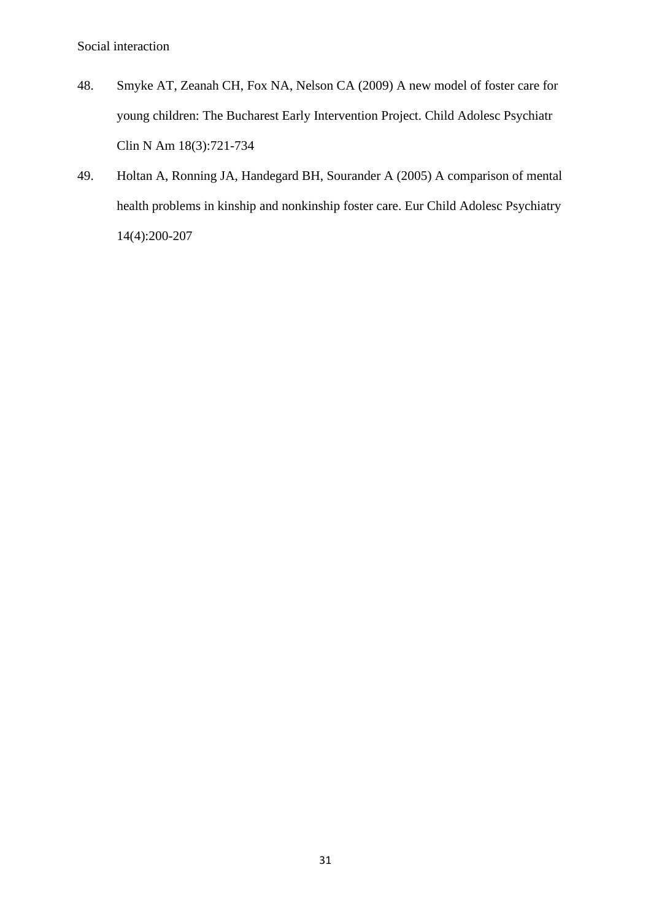48. Smyke AT, Zeanah CH, Fox NA, Nelson CA (2009) A new model of foster care for young children: The Bucharest Early Intervention Project. Child Adolesc Psychiatr Clin N Am 18(3):721-734

49. Holtan A, Ronning JA, Handegard BH, Sourander A (2005) A comparison of mental health problems in kinship and nonkinship foster care. Eur Child Adolesc Psychiatry 14(4):200-207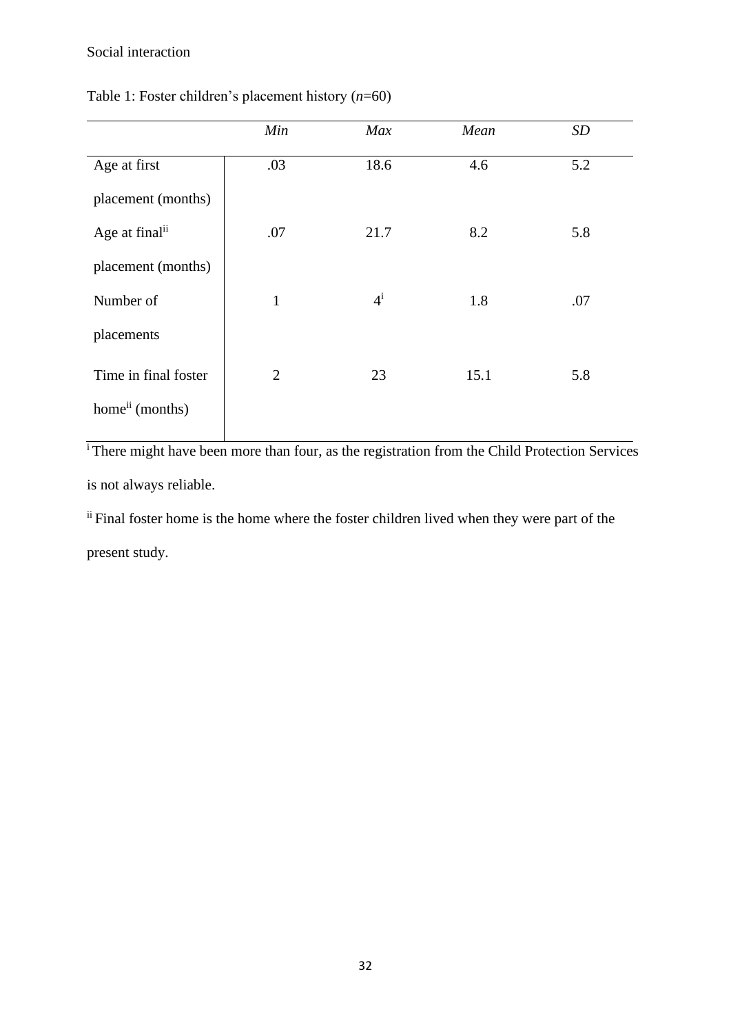Table 1: Foster children's placement history (*n*=60)

| | *Min* | *Max* | *Mean* | *SD* |
|---|---|---|---|---|
| Age at first placement (months) | .03 | 18.6 | 4.6 | 5.2 |
| Age at final[ii] placement (months) | .07 | 21.7 | 8.2 | 5.8 |
| Number of placements | 1 | 4[i] | 1.8 | .07 |
| Time in final foster home[ii] (months) | 2 | 23 | 15.1 | 5.8 |

[i] There might have been more than four, as the registration from the Child Protection Services is not always reliable.

[ii] Final foster home is the home where the foster children lived when they were part of the present study.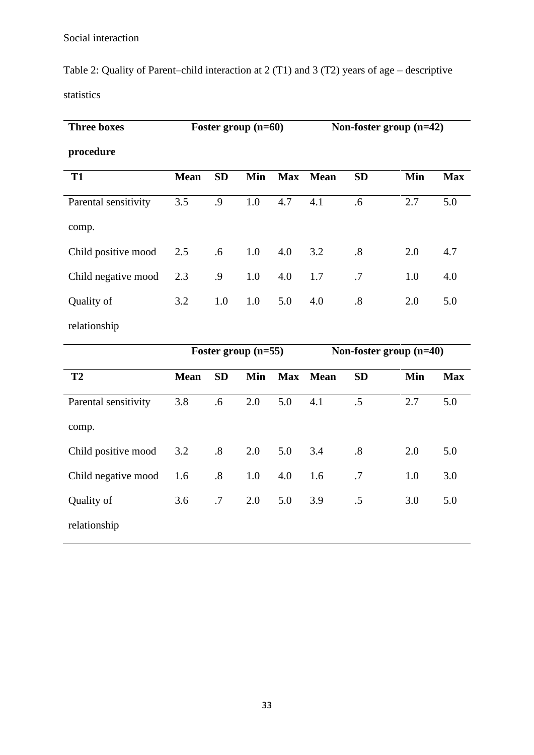Table 2: Quality of Parent–child interaction at 2 (T1) and 3 (T2) years of age – descriptive statistics

| Three boxes procedure | Foster group (n=60) | | | | Non-foster group (n=42) | | | |
|---|---|---|---|---|---|---|---|---|
| **T1** | **Mean** | **SD** | **Min** | **Max** | **Mean** | **SD** | **Min** | **Max** |
| Parental sensitivity comp. | 3.5 | .9 | 1.0 | 4.7 | 4.1 | .6 | 2.7 | 5.0 |
| Child positive mood | 2.5 | .6 | 1.0 | 4.0 | 3.2 | .8 | 2.0 | 4.7 |
| Child negative mood | 2.3 | .9 | 1.0 | 4.0 | 1.7 | .7 | 1.0 | 4.0 |
| Quality of relationship | 3.2 | 1.0 | 1.0 | 5.0 | 4.0 | .8 | 2.0 | 5.0 |
| | **Foster group (n=55)** | | | | **Non-foster group (n=40)** | | | |
| **T2** | **Mean** | **SD** | **Min** | **Max** | **Mean** | **SD** | **Min** | **Max** |
| Parental sensitivity comp. | 3.8 | .6 | 2.0 | 5.0 | 4.1 | .5 | 2.7 | 5.0 |
| Child positive mood | 3.2 | .8 | 2.0 | 5.0 | 3.4 | .8 | 2.0 | 5.0 |
| Child negative mood | 1.6 | .8 | 1.0 | 4.0 | 1.6 | .7 | 1.0 | 3.0 |
| Quality of relationship | 3.6 | .7 | 2.0 | 5.0 | 3.9 | .5 | 3.0 | 5.0 |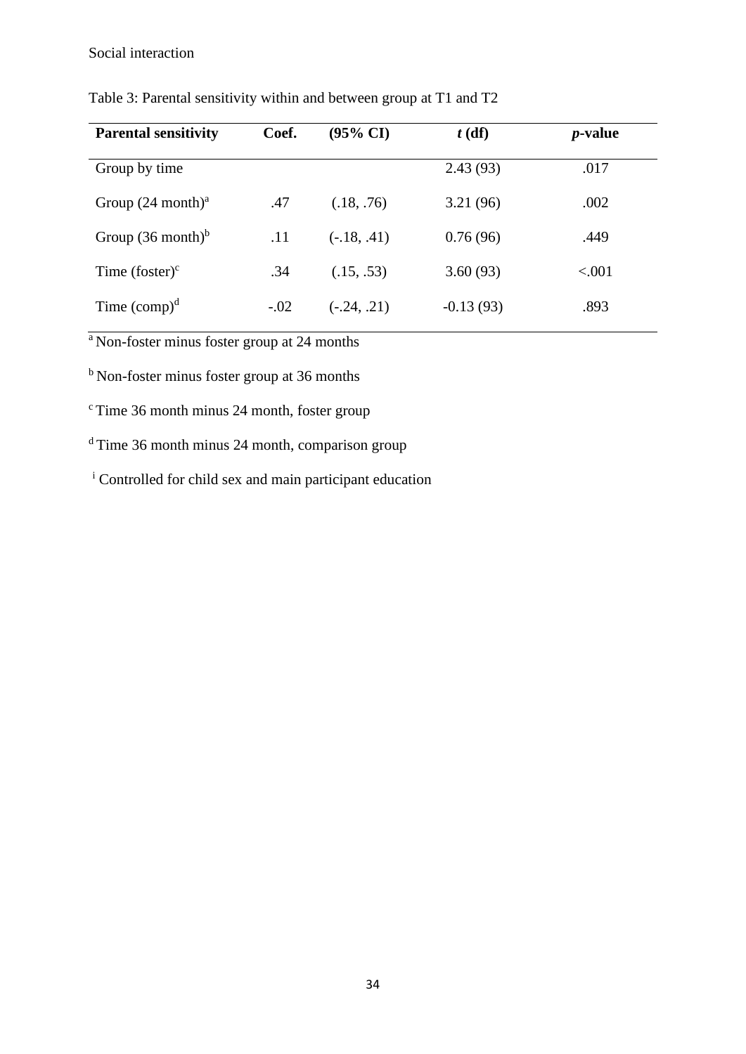Table 3: Parental sensitivity within and between group at T1 and T2

| **Parental sensitivity** | **Coef.** | **(95% CI)** | ***t* (df)** | ***p*-value** |
|---|---|---|---|---|
| Group by time | | | 2.43 (93) | .017 |
| Group (24 month)[a] | .47 | (.18, .76) | 3.21 (96) | .002 |
| Group (36 month)[b] | .11 | (-.18, .41) | 0.76 (96) | .449 |
| Time (foster)[c] | .34 | (.15, .53) | 3.60 (93) | <.001 |
| Time (comp)[d] | -.02 | (-.24, .21) | -0.13 (93) | .893 |

[a] Non-foster minus foster group at 24 months

[b] Non-foster minus foster group at 36 months

[c] Time 36 month minus 24 month, foster group

[d] Time 36 month minus 24 month, comparison group

[i] Controlled for child sex and main participant education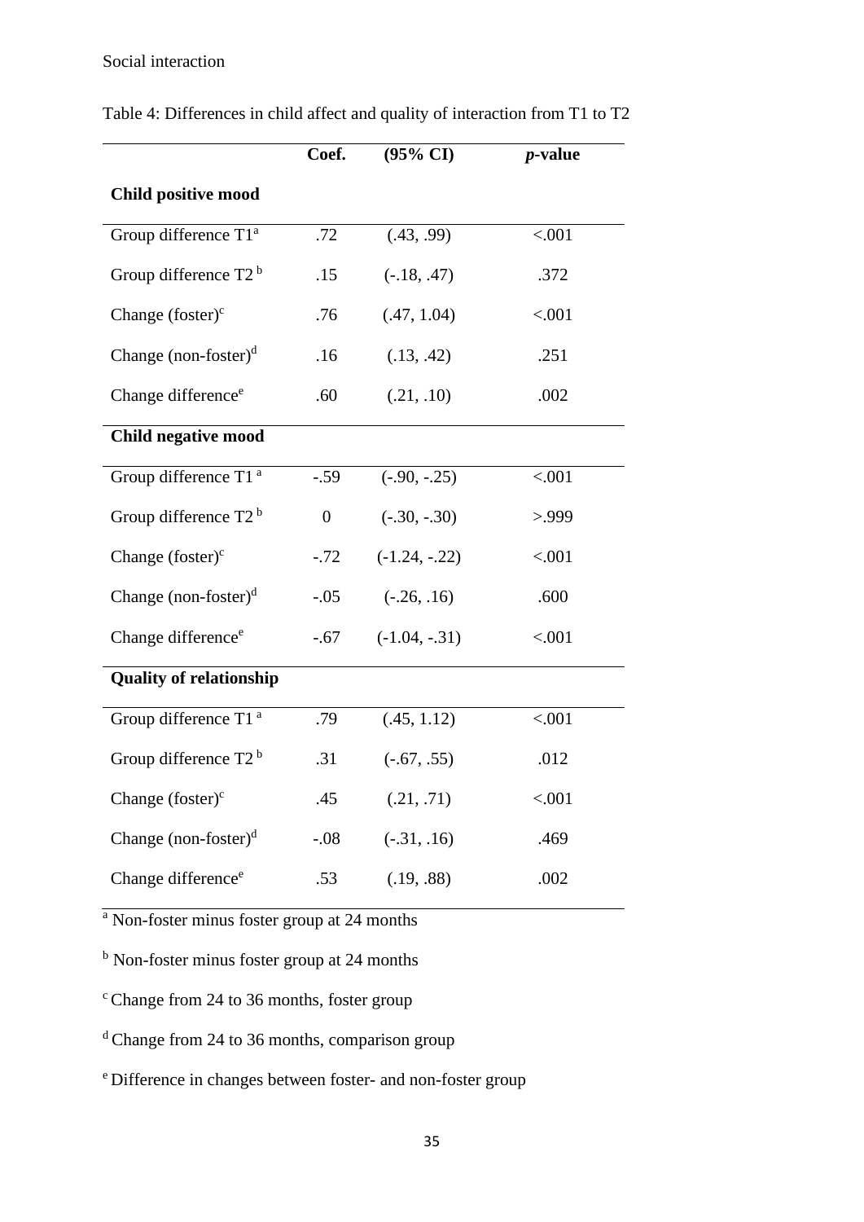Table 4: Differences in child affect and quality of interaction from T1 to T2

| | Coef. | (95% CI) | *p*-value |
|---|---|---|---|
| **Child positive mood** | | | |
| Group difference T1[a] | .72 | (.43, .99) | <.001 |
| Group difference T2[b] | .15 | (-.18, .47) | .372 |
| Change (foster)[c] | .76 | (.47, 1.04) | <.001 |
| Change (non-foster)[d] | .16 | (.13, .42) | .251 |
| Change difference[e] | .60 | (.21, .10) | .002 |
| **Child negative mood** | | | |
| Group difference T1[a] | -.59 | (-.90, -.25) | <.001 |
| Group difference T2[b] | 0 | (-.30, -.30) | >.999 |
| Change (foster)[c] | -.72 | (-1.24, -.22) | <.001 |
| Change (non-foster)[d] | -.05 | (-.26, .16) | .600 |
| Change difference[e] | -.67 | (-1.04, -.31) | <.001 |
| **Quality of relationship** | | | |
| Group difference T1[a] | .79 | (.45, 1.12) | <.001 |
| Group difference T2[b] | .31 | (-.67, .55) | .012 |
| Change (foster)[c] | .45 | (.21, .71) | <.001 |
| Change (non-foster)[d] | -.08 | (-.31, .16) | .469 |
| Change difference[e] | .53 | (.19, .88) | .002 |

[a] Non-foster minus foster group at 24 months

[b] Non-foster minus foster group at 24 months

[c] Change from 24 to 36 months, foster group

[d] Change from 24 to 36 months, comparison group

[e] Difference in changes between foster- and non-foster group